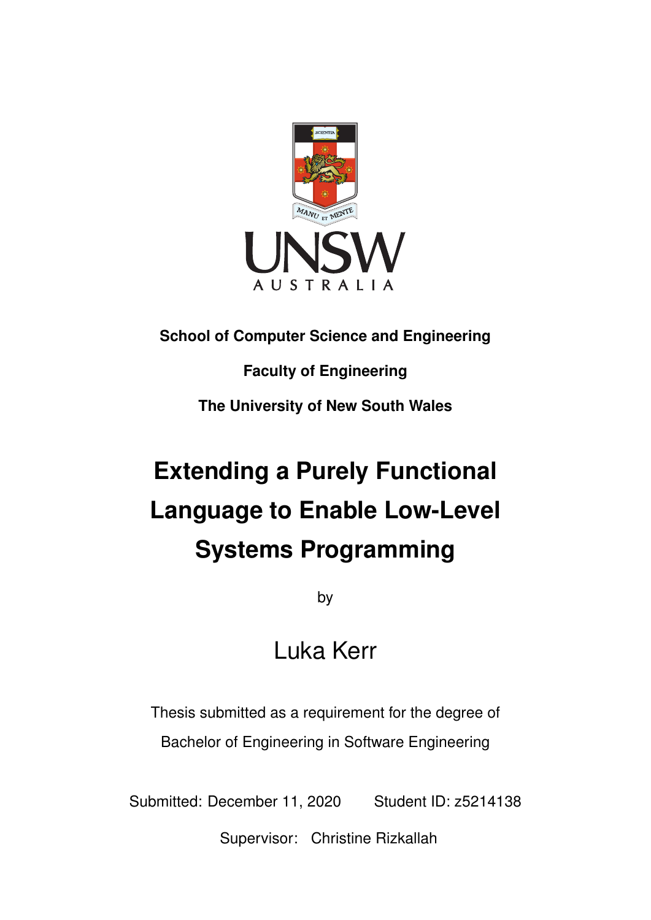**School of Computer Science and Engineering**

**Faculty of Engineering**

**The University of New South Wales**

# Extending a Purely Functional Language to Enable Low-Level Systems Programming

by

Luka Kerr

Thesis submitted as a requirement for the degree of Bachelor of Engineering in Software Engineering

Submitted: December 11, 2020 Student ID: z5214138

Supervisor: Christine Rizkallah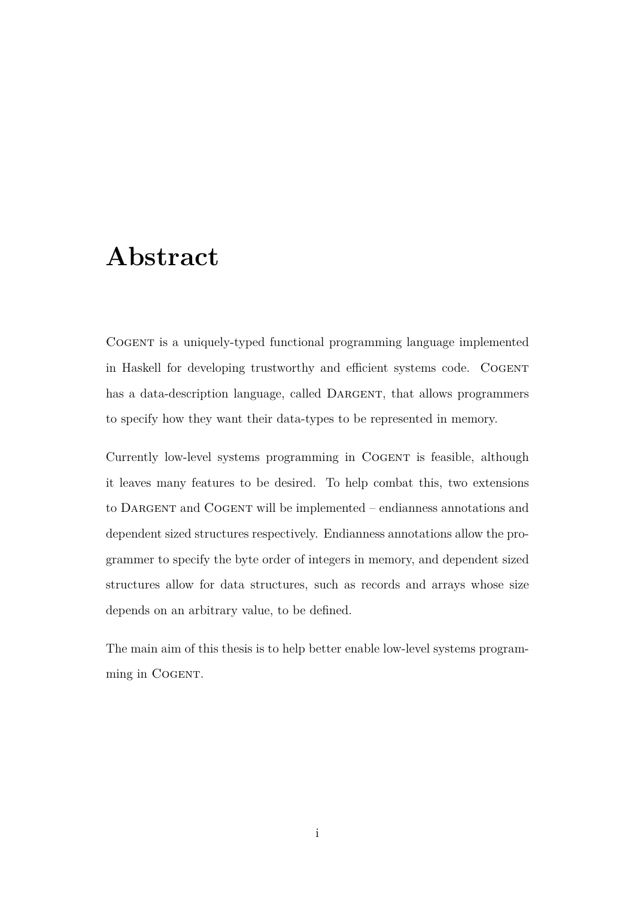# Abstract

COGENT is a uniquely-typed functional programming language implemented in Haskell for developing trustworthy and efficient systems code. COGENT has a data-description language, called DARGENT, that allows programmers to specify how they want their data-types to be represented in memory.

Currently low-level systems programming in COGENT is feasible, although it leaves many features to be desired. To help combat this, two extensions to DARGENT and COGENT will be implemented – endianness annotations and dependent sized structures respectively. Endianness annotations allow the programmer to specify the byte order of integers in memory, and dependent sized structures allow for data structures, such as records and arrays whose size depends on an arbitrary value, to be defined.

The main aim of this thesis is to help better enable low-level systems programming in COGENT.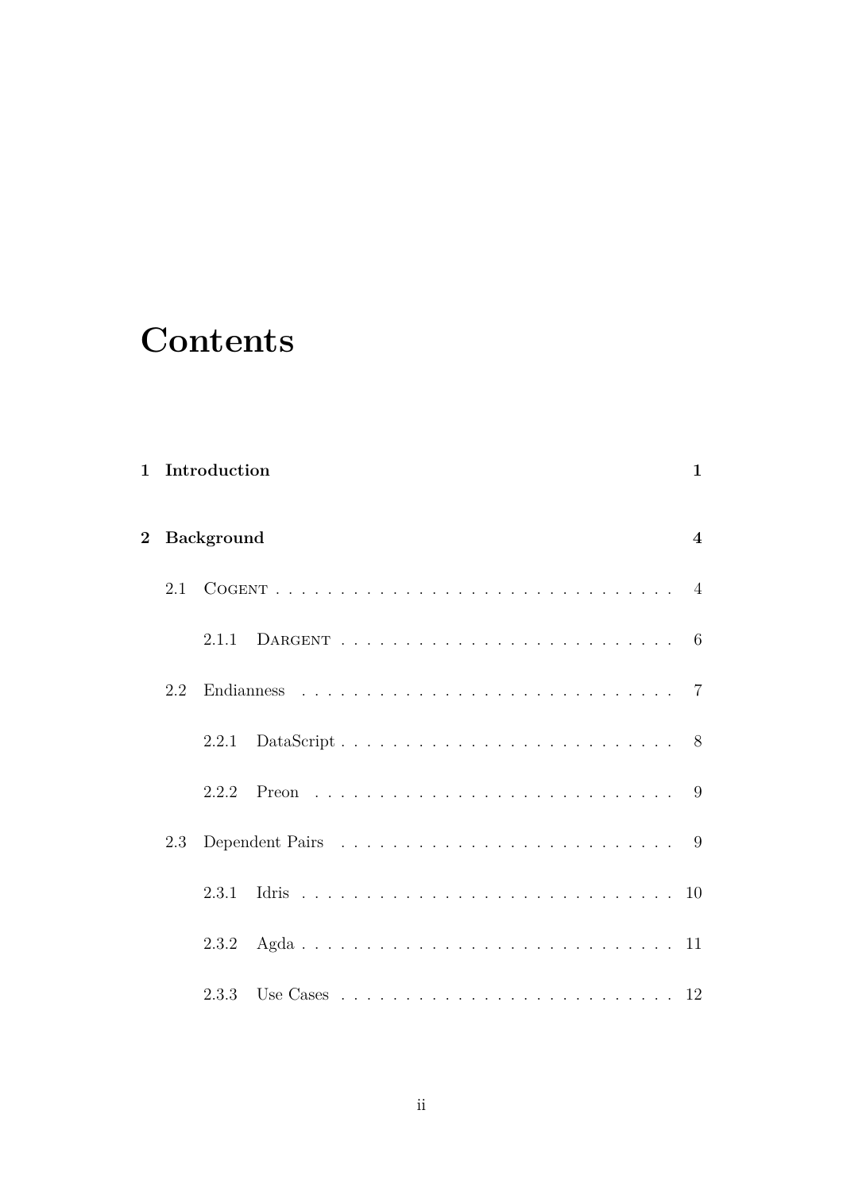# Contents

**1 Introduction** **1**

**2 Background** **4**

- 2.1 Cogent . . . . . . . . . . . . . . . . . . . . . . . . . . . . . . . 4
  - 2.1.1 Dargent . . . . . . . . . . . . . . . . . . . . . . . . . . . 6
- 2.2 Endianness . . . . . . . . . . . . . . . . . . . . . . . . . . . . . 7
  - 2.2.1 DataScript . . . . . . . . . . . . . . . . . . . . . . . . . . 8
  - 2.2.2 Preon . . . . . . . . . . . . . . . . . . . . . . . . . . . . 9
- 2.3 Dependent Pairs . . . . . . . . . . . . . . . . . . . . . . . . . . 9
  - 2.3.1 Idris . . . . . . . . . . . . . . . . . . . . . . . . . . . . . 10
  - 2.3.2 Agda . . . . . . . . . . . . . . . . . . . . . . . . . . . . . 11
  - 2.3.3 Use Cases . . . . . . . . . . . . . . . . . . . . . . . . . . 12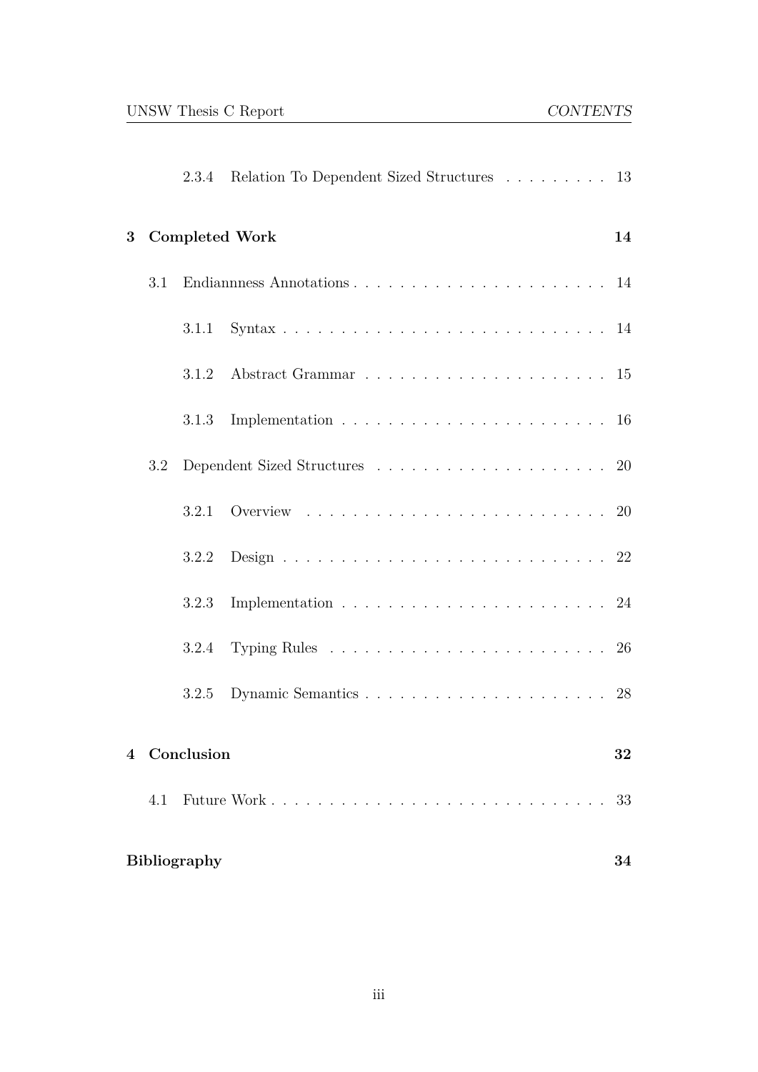- 2.3.4 Relation To Dependent Sized Structures . . . . . . . . . 13

**3 Completed Work** **14**

- 3.1 Endiannness Annotations . . . . . . . . . . . . . . . . . . . . . 14
  - 3.1.1 Syntax . . . . . . . . . . . . . . . . . . . . . . . . . . . 14
  - 3.1.2 Abstract Grammar . . . . . . . . . . . . . . . . . . . . 15
  - 3.1.3 Implementation . . . . . . . . . . . . . . . . . . . . . . 16
- 3.2 Dependent Sized Structures . . . . . . . . . . . . . . . . . . . . 20
  - 3.2.1 Overview . . . . . . . . . . . . . . . . . . . . . . . . . 20
  - 3.2.2 Design . . . . . . . . . . . . . . . . . . . . . . . . . . . 22
  - 3.2.3 Implementation . . . . . . . . . . . . . . . . . . . . . . 24
  - 3.2.4 Typing Rules . . . . . . . . . . . . . . . . . . . . . . . 26
  - 3.2.5 Dynamic Semantics . . . . . . . . . . . . . . . . . . . . 28

**4 Conclusion** **32**

- 4.1 Future Work . . . . . . . . . . . . . . . . . . . . . . . . . . . . 33

**Bibliography** **34**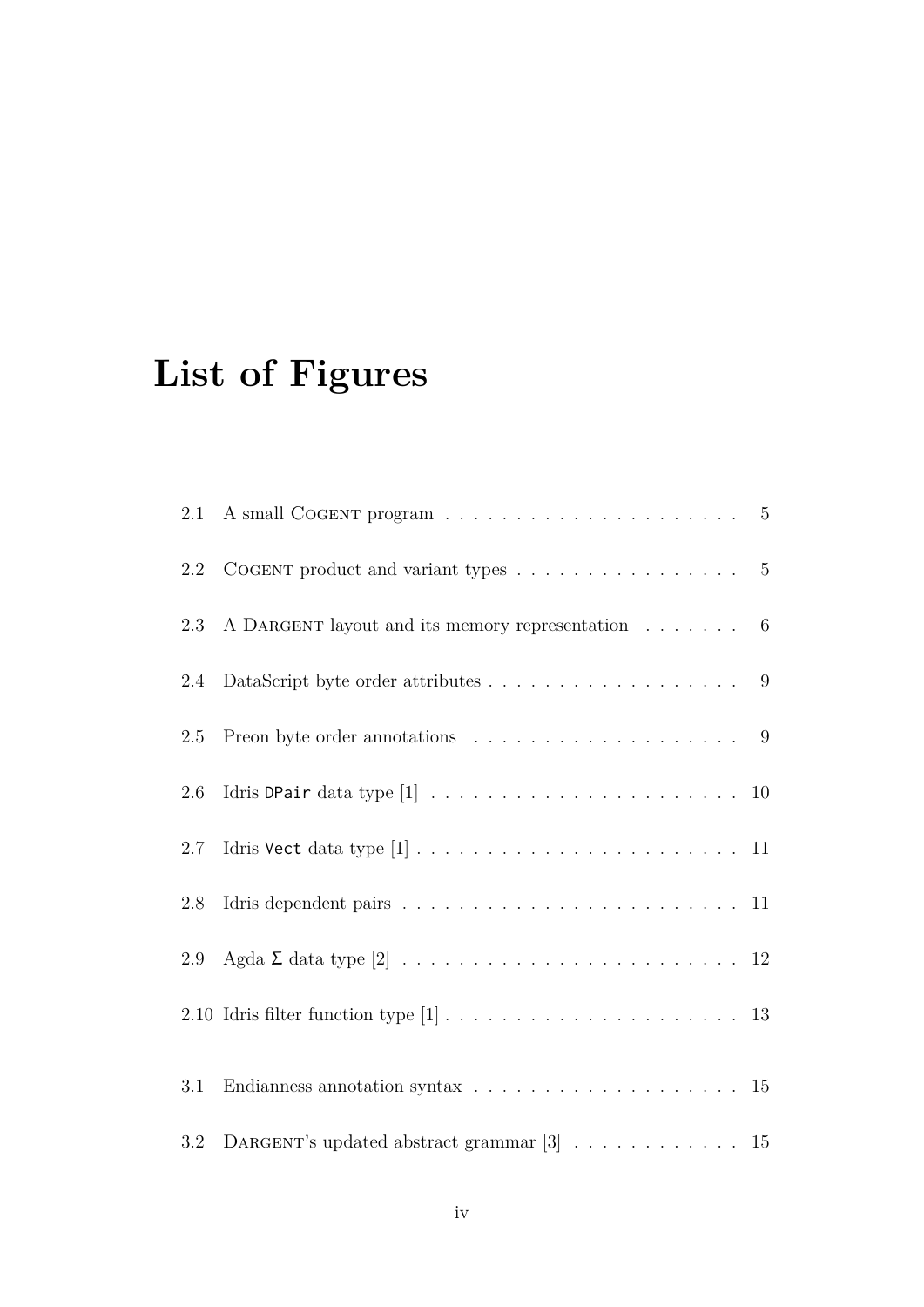# List of Figures

2.1 A small Cogent program . . . . . . . . . . . . . . . . . . . . . 5

2.2 Cogent product and variant types . . . . . . . . . . . . . . . . . 5

2.3 A Dargent layout and its memory representation . . . . . . . 6

2.4 DataScript byte order attributes . . . . . . . . . . . . . . . . . . . 9

2.5 Preon byte order annotations . . . . . . . . . . . . . . . . . . . . 9

2.6 Idris `DPair` data type [1] . . . . . . . . . . . . . . . . . . . . . . 10

2.7 Idris `Vect` data type [1] . . . . . . . . . . . . . . . . . . . . . . . 11

2.8 Idris dependent pairs . . . . . . . . . . . . . . . . . . . . . . . . . 11

2.9 Agda `Σ` data type [2] . . . . . . . . . . . . . . . . . . . . . . . . 12

2.10 Idris filter function type [1] . . . . . . . . . . . . . . . . . . . . . 13

3.1 Endianness annotation syntax . . . . . . . . . . . . . . . . . . . . 15

3.2 Dargent's updated abstract grammar [3] . . . . . . . . . . . . . 15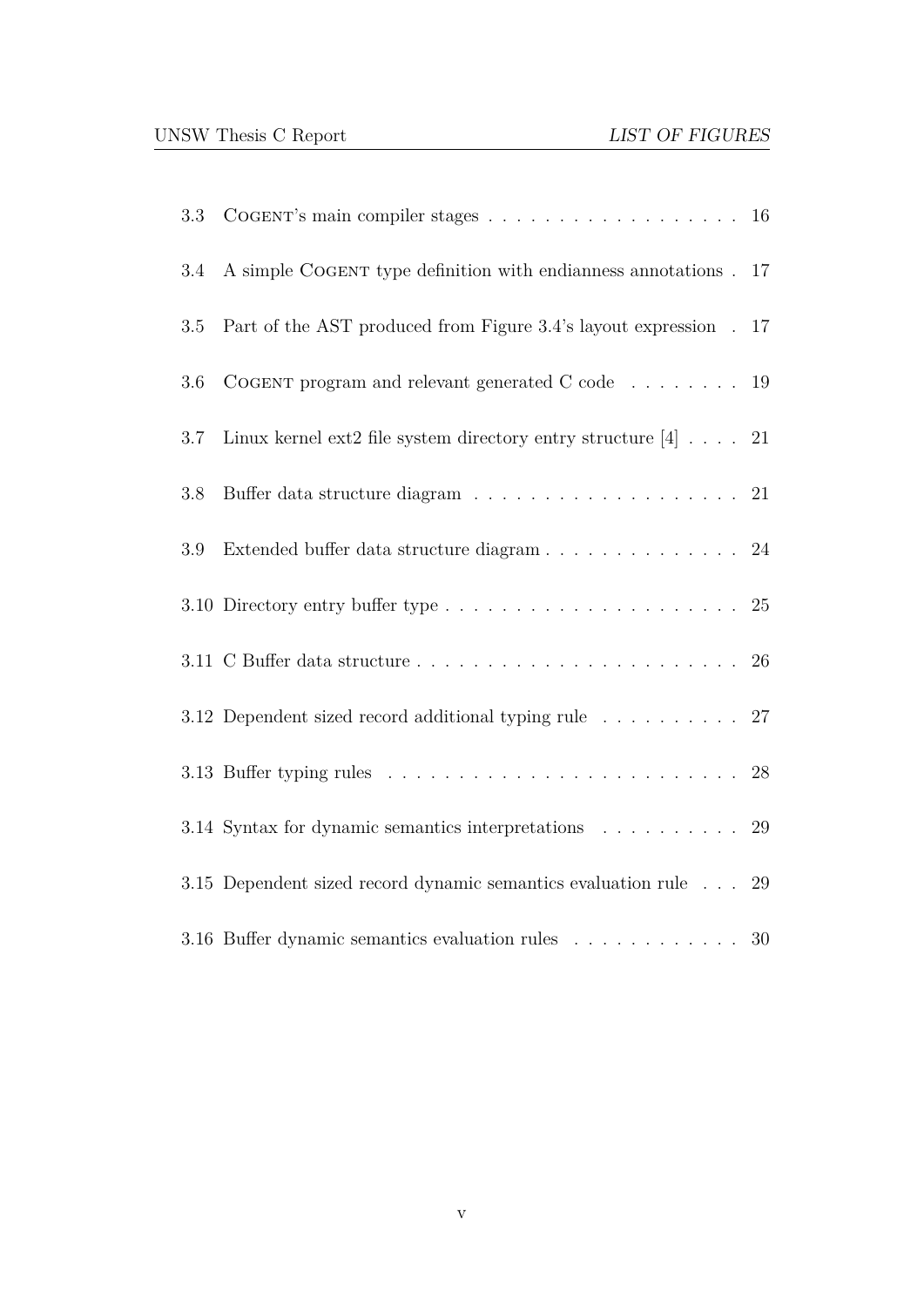| | | |
|---|---|---|
| 3.3 | COGENT's main compiler stages | 16 |
| 3.4 | A simple COGENT type definition with endianness annotations | 17 |
| 3.5 | Part of the AST produced from Figure 3.4's layout expression | 17 |
| 3.6 | COGENT program and relevant generated C code | 19 |
| 3.7 | Linux kernel ext2 file system directory entry structure [4] | 21 |
| 3.8 | Buffer data structure diagram | 21 |
| 3.9 | Extended buffer data structure diagram | 24 |
| 3.10 | Directory entry buffer type | 25 |
| 3.11 | C Buffer data structure | 26 |
| 3.12 | Dependent sized record additional typing rule | 27 |
| 3.13 | Buffer typing rules | 28 |
| 3.14 | Syntax for dynamic semantics interpretations | 29 |
| 3.15 | Dependent sized record dynamic semantics evaluation rule | 29 |
| 3.16 | Buffer dynamic semantics evaluation rules | 30 |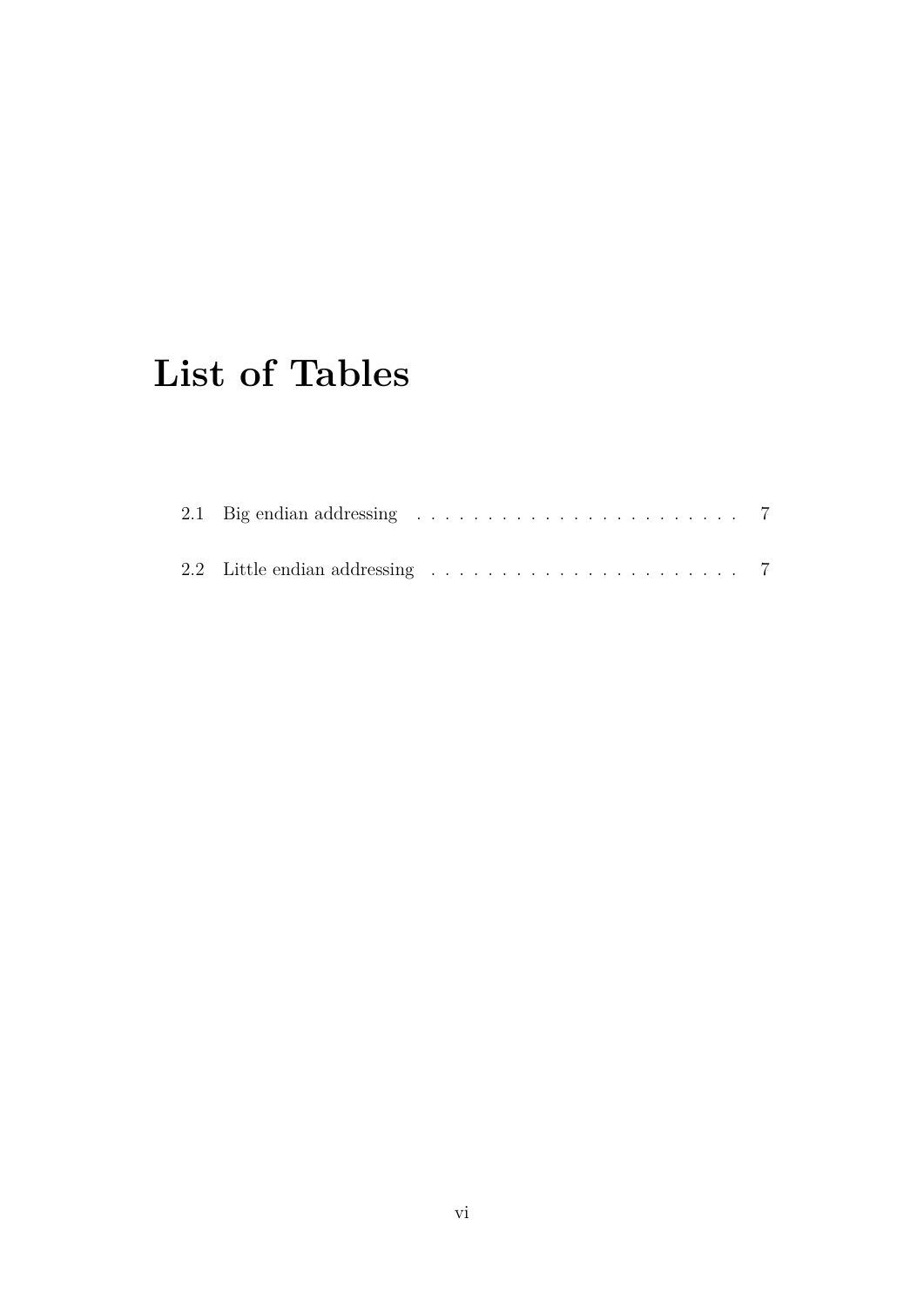# List of Tables

2.1 Big endian addressing . . . . . . . . . . . . . . . . . . . . . . . . 7

2.2 Little endian addressing . . . . . . . . . . . . . . . . . . . . . . . 7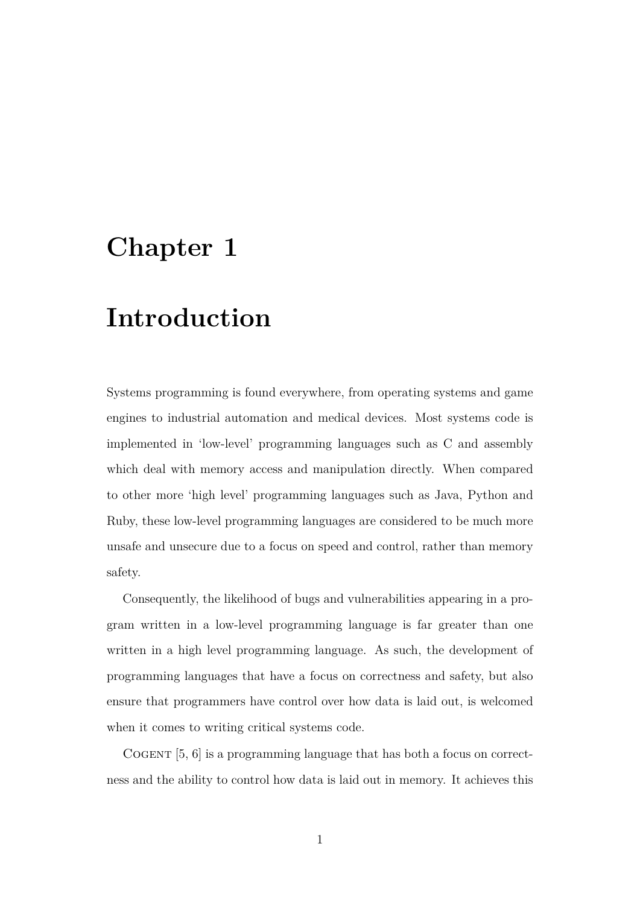# Chapter 1

# Introduction

Systems programming is found everywhere, from operating systems and game engines to industrial automation and medical devices. Most systems code is implemented in 'low-level' programming languages such as C and assembly which deal with memory access and manipulation directly. When compared to other more 'high level' programming languages such as Java, Python and Ruby, these low-level programming languages are considered to be much more unsafe and unsecure due to a focus on speed and control, rather than memory safety.

Consequently, the likelihood of bugs and vulnerabilities appearing in a program written in a low-level programming language is far greater than one written in a high level programming language. As such, the development of programming languages that have a focus on correctness and safety, but also ensure that programmers have control over how data is laid out, is welcomed when it comes to writing critical systems code.

Cogent [5, 6] is a programming language that has both a focus on correctness and the ability to control how data is laid out in memory. It achieves this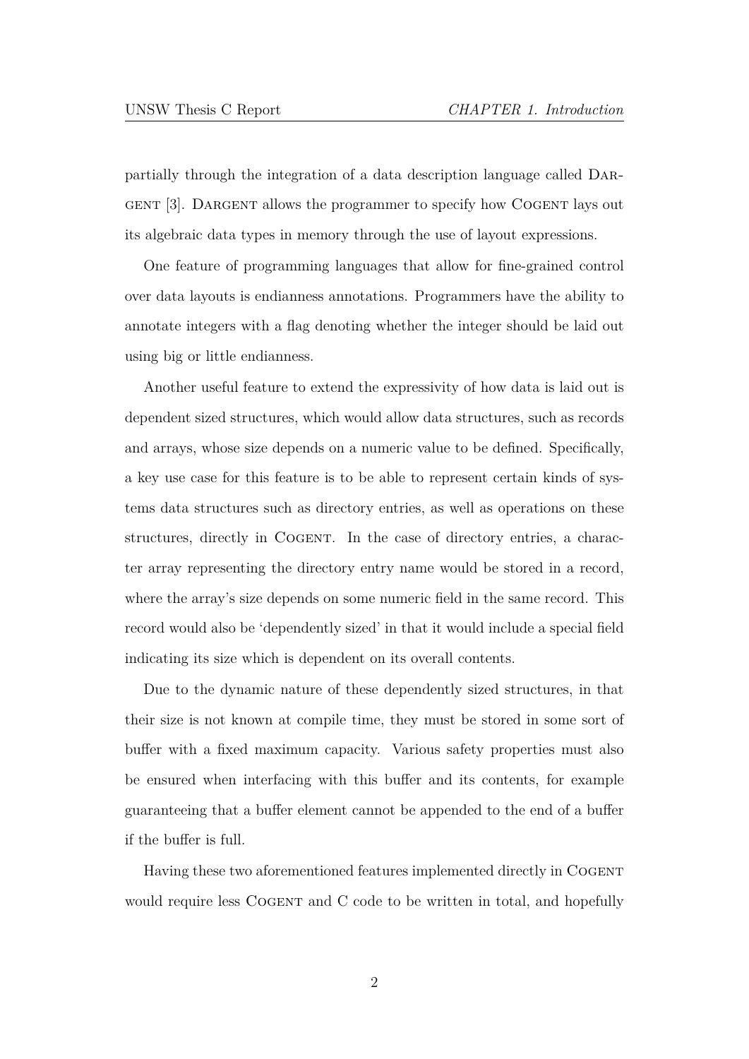partially through the integration of a data description language called Dargent [3]. Dargent allows the programmer to specify how Cogent lays out its algebraic data types in memory through the use of layout expressions.

One feature of programming languages that allow for fine-grained control over data layouts is endianness annotations. Programmers have the ability to annotate integers with a flag denoting whether the integer should be laid out using big or little endianness.

Another useful feature to extend the expressivity of how data is laid out is dependent sized structures, which would allow data structures, such as records and arrays, whose size depends on a numeric value to be defined. Specifically, a key use case for this feature is to be able to represent certain kinds of systems data structures such as directory entries, as well as operations on these structures, directly in Cogent. In the case of directory entries, a character array representing the directory entry name would be stored in a record, where the array's size depends on some numeric field in the same record. This record would also be 'dependently sized' in that it would include a special field indicating its size which is dependent on its overall contents.

Due to the dynamic nature of these dependently sized structures, in that their size is not known at compile time, they must be stored in some sort of buffer with a fixed maximum capacity. Various safety properties must also be ensured when interfacing with this buffer and its contents, for example guaranteeing that a buffer element cannot be appended to the end of a buffer if the buffer is full.

Having these two aforementioned features implemented directly in Cogent would require less Cogent and C code to be written in total, and hopefully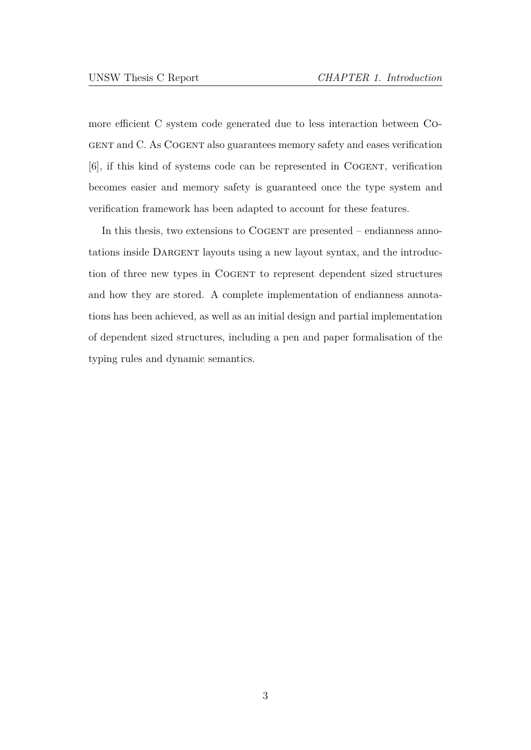more efficient C system code generated due to less interaction between Cogent and C. As Cogent also guarantees memory safety and eases verification [6], if this kind of systems code can be represented in Cogent, verification becomes easier and memory safety is guaranteed once the type system and verification framework has been adapted to account for these features.

In this thesis, two extensions to Cogent are presented – endianness annotations inside Dargent layouts using a new layout syntax, and the introduction of three new types in Cogent to represent dependent sized structures and how they are stored. A complete implementation of endianness annotations has been achieved, as well as an initial design and partial implementation of dependent sized structures, including a pen and paper formalisation of the typing rules and dynamic semantics.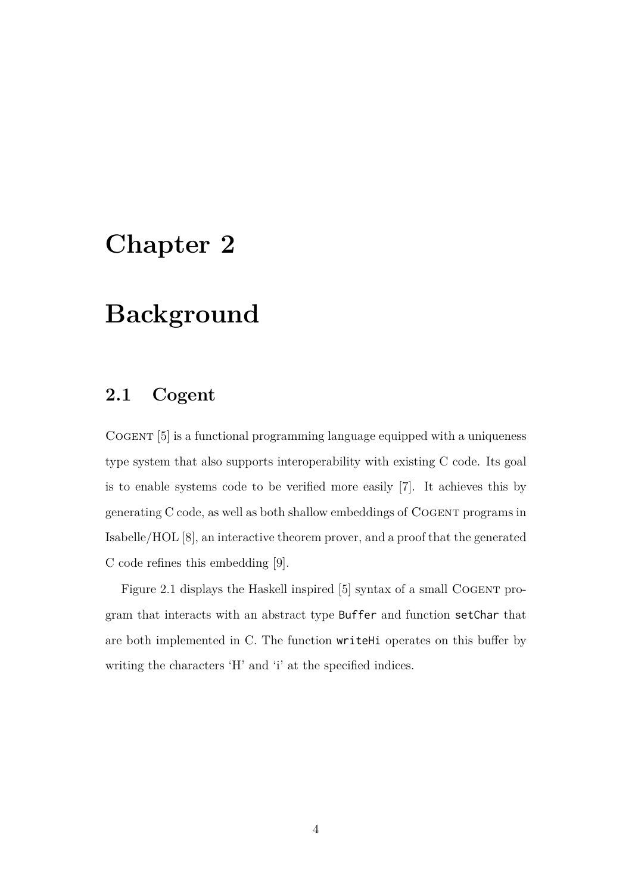# Chapter 2

# Background

## 2.1 Cogent

Cogent [5] is a functional programming language equipped with a uniqueness type system that also supports interoperability with existing C code. Its goal is to enable systems code to be verified more easily [7]. It achieves this by generating C code, as well as both shallow embeddings of Cogent programs in Isabelle/HOL [8], an interactive theorem prover, and a proof that the generated C code refines this embedding [9].

Figure 2.1 displays the Haskell inspired [5] syntax of a small Cogent program that interacts with an abstract type `Buffer` and function `setChar` that are both implemented in C. The function `writeHi` operates on this buffer by writing the characters 'H' and 'i' at the specified indices.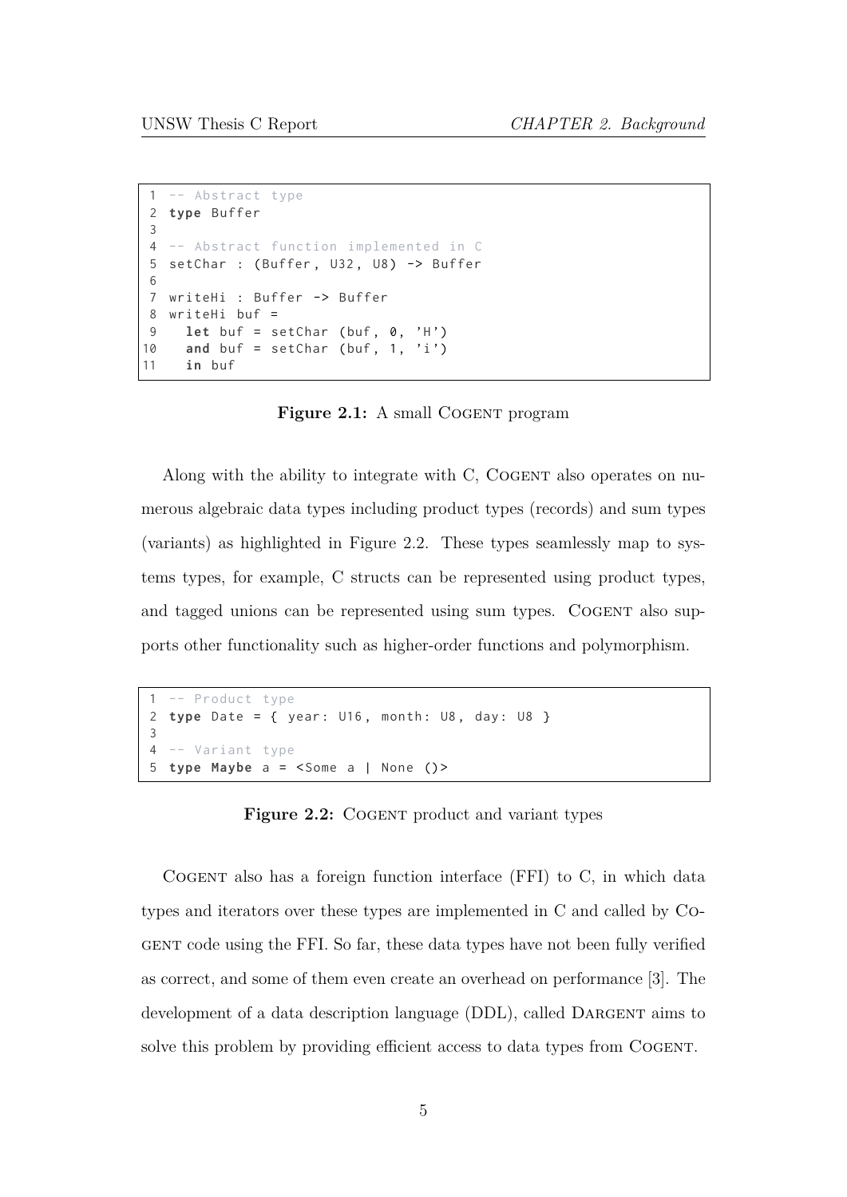```
-- Abstract type
type Buffer

-- Abstract function implemented in C
setChar : (Buffer, U32, U8) -> Buffer

writeHi : Buffer -> Buffer
writeHi buf =
  let buf = setChar (buf, 0, 'H')
  and buf = setChar (buf, 1, 'i')
  in buf
```

**Figure 2.1:** A small COGENT program

Along with the ability to integrate with C, COGENT also operates on numerous algebraic data types including product types (records) and sum types (variants) as highlighted in Figure 2.2. These types seamlessly map to systems types, for example, C structs can be represented using product types, and tagged unions can be represented using sum types. COGENT also supports other functionality such as higher-order functions and polymorphism.

```
-- Product type
type Date = { year: U16, month: U8, day: U8 }

-- Variant type
type Maybe a = <Some a | None ()>
```

**Figure 2.2:** COGENT product and variant types

COGENT also has a foreign function interface (FFI) to C, in which data types and iterators over these types are implemented in C and called by COGENT code using the FFI. So far, these data types have not been fully verified as correct, and some of them even create an overhead on performance [3]. The development of a data description language (DDL), called DARGENT aims to solve this problem by providing efficient access to data types from COGENT.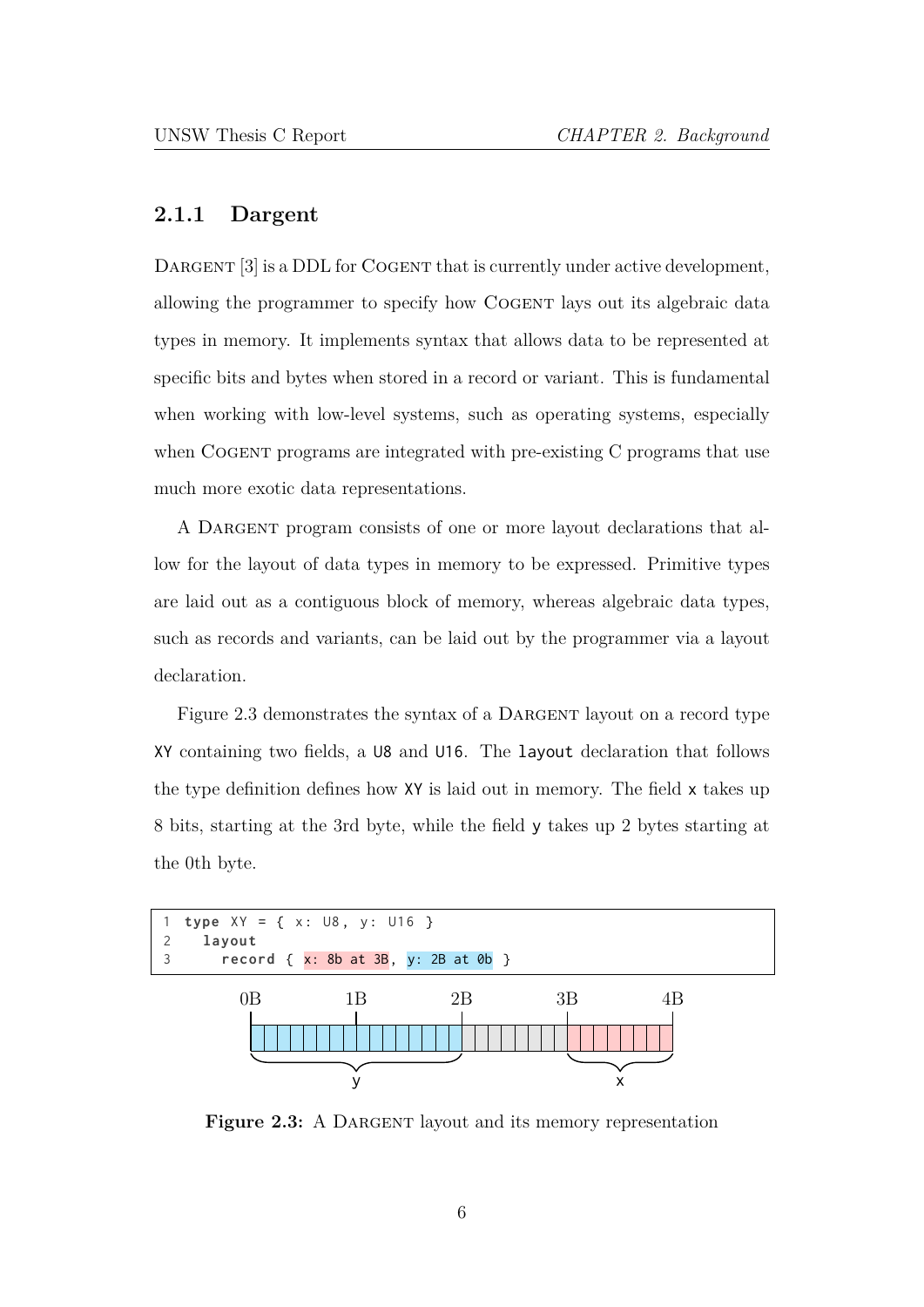### 2.1.1 Dargent

Dargent [3] is a DDL for Cogent that is currently under active development, allowing the programmer to specify how Cogent lays out its algebraic data types in memory. It implements syntax that allows data to be represented at specific bits and bytes when stored in a record or variant. This is fundamental when working with low-level systems, such as operating systems, especially when Cogent programs are integrated with pre-existing C programs that use much more exotic data representations.

A Dargent program consists of one or more layout declarations that allow for the layout of data types in memory to be expressed. Primitive types are laid out as a contiguous block of memory, whereas algebraic data types, such as records and variants, can be laid out by the programmer via a layout declaration.

Figure 2.3 demonstrates the syntax of a Dargent layout on a record type `XY` containing two fields, a `U8` and `U16`. The `layout` declaration that follows the type definition defines how `XY` is laid out in memory. The field `x` takes up 8 bits, starting at the 3rd byte, while the field `y` takes up 2 bytes starting at the 0th byte.

```
1 type XY = { x: U8, y: U16 }
2   layout
3     record { x: 8b at 3B, y: 2B at 0b }
```

**Figure 2.3:** A Dargent layout and its memory representation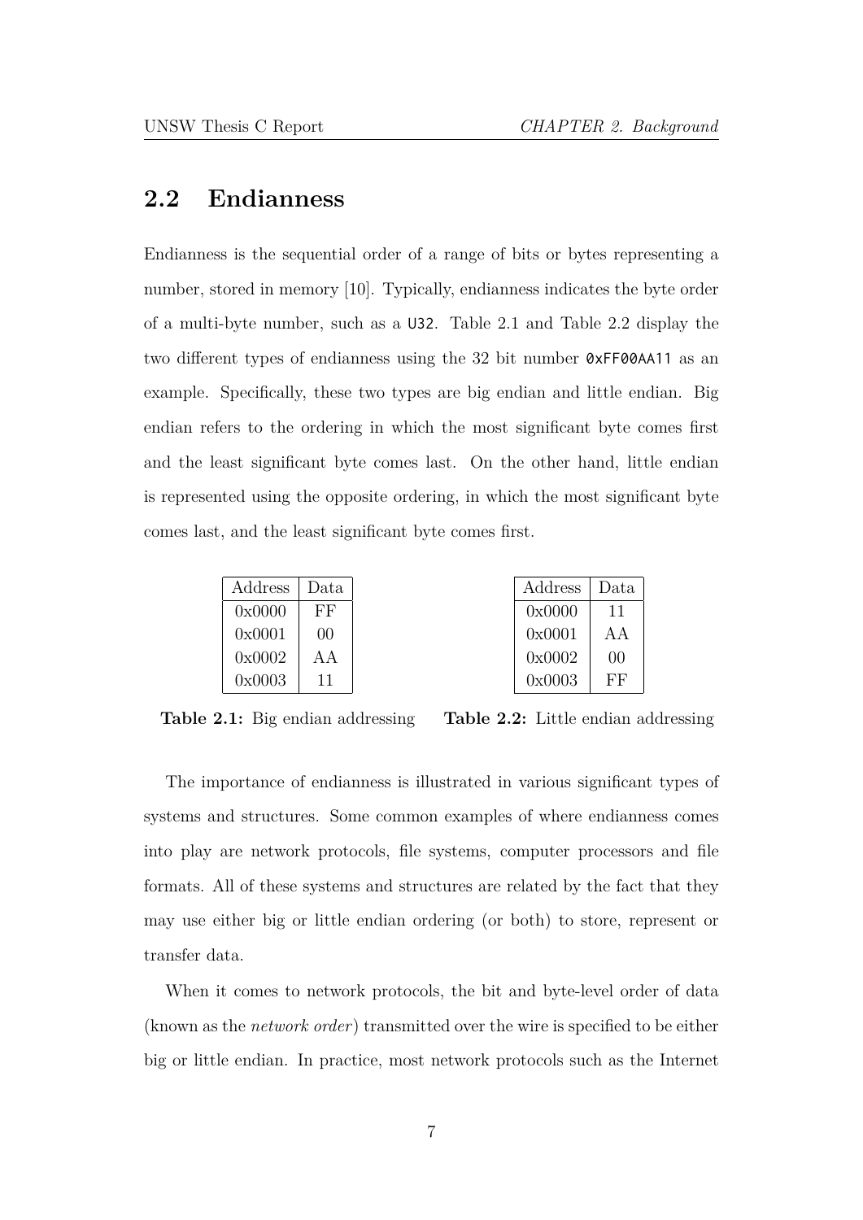## 2.2 Endianness

Endianness is the sequential order of a range of bits or bytes representing a number, stored in memory [10]. Typically, endianness indicates the byte order of a multi-byte number, such as a `U32`. Table 2.1 and Table 2.2 display the two different types of endianness using the 32 bit number `0xFF00AA11` as an example. Specifically, these two types are big endian and little endian. Big endian refers to the ordering in which the most significant byte comes first and the least significant byte comes last. On the other hand, little endian is represented using the opposite ordering, in which the most significant byte comes last, and the least significant byte comes first.

| Address | Data |
|---|---|
| 0x0000 | FF |
| 0x0001 | 00 |
| 0x0002 | AA |
| 0x0003 | 11 |

**Table 2.1:** Big endian addressing

| Address | Data |
|---|---|
| 0x0000 | 11 |
| 0x0001 | AA |
| 0x0002 | 00 |
| 0x0003 | FF |

**Table 2.2:** Little endian addressing

The importance of endianness is illustrated in various significant types of systems and structures. Some common examples of where endianness comes into play are network protocols, file systems, computer processors and file formats. All of these systems and structures are related by the fact that they may use either big or little endian ordering (or both) to store, represent or transfer data.

When it comes to network protocols, the bit and byte-level order of data (known as the *network order*) transmitted over the wire is specified to be either big or little endian. In practice, most network protocols such as the Internet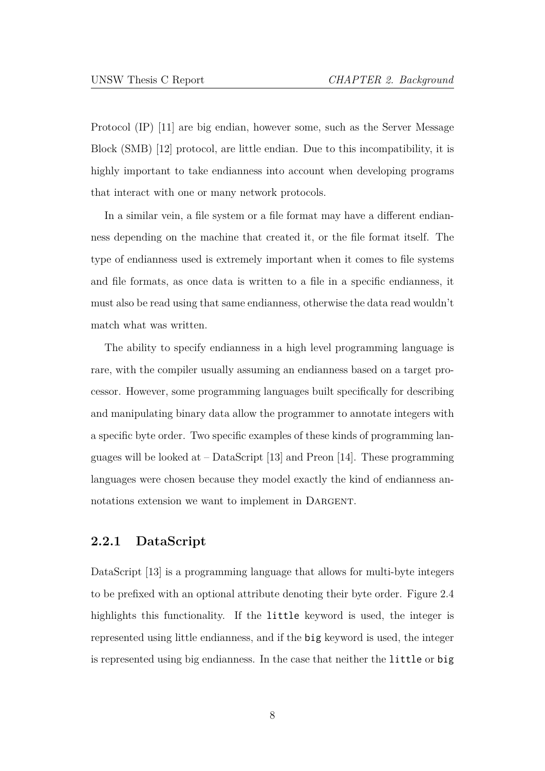Protocol (IP) [11] are big endian, however some, such as the Server Message Block (SMB) [12] protocol, are little endian. Due to this incompatibility, it is highly important to take endianness into account when developing programs that interact with one or many network protocols.

In a similar vein, a file system or a file format may have a different endianness depending on the machine that created it, or the file format itself. The type of endianness used is extremely important when it comes to file systems and file formats, as once data is written to a file in a specific endianness, it must also be read using that same endianness, otherwise the data read wouldn't match what was written.

The ability to specify endianness in a high level programming language is rare, with the compiler usually assuming an endianness based on a target processor. However, some programming languages built specifically for describing and manipulating binary data allow the programmer to annotate integers with a specific byte order. Two specific examples of these kinds of programming languages will be looked at – DataScript [13] and Preon [14]. These programming languages were chosen because they model exactly the kind of endianness annotations extension we want to implement in DARGENT.

### 2.2.1 DataScript

DataScript [13] is a programming language that allows for multi-byte integers to be prefixed with an optional attribute denoting their byte order. Figure 2.4 highlights this functionality. If the `little` keyword is used, the integer is represented using little endianness, and if the `big` keyword is used, the integer is represented using big endianness. In the case that neither the `little` or `big`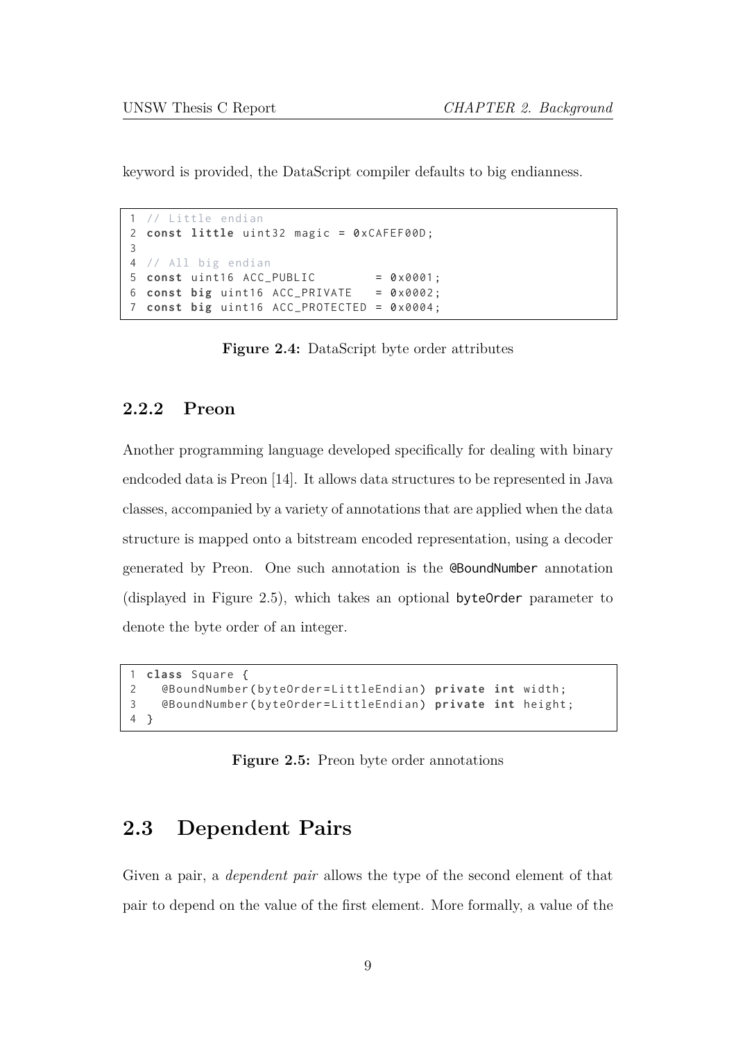keyword is provided, the DataScript compiler defaults to big endianness.

```
// Little endian
const little uint32 magic = 0xCAFEF00D;

// All big endian
const uint16 ACC_PUBLIC        = 0x0001;
const big uint16 ACC_PRIVATE   = 0x0002;
const big uint16 ACC_PROTECTED = 0x0004;
```

**Figure 2.4:** DataScript byte order attributes

### 2.2.2 Preon

Another programming language developed specifically for dealing with binary endcoded data is Preon [14]. It allows data structures to be represented in Java classes, accompanied by a variety of annotations that are applied when the data structure is mapped onto a bitstream encoded representation, using a decoder generated by Preon. One such annotation is the `@BoundNumber` annotation (displayed in Figure 2.5), which takes an optional `byteOrder` parameter to denote the byte order of an integer.

```
class Square {
  @BoundNumber(byteOrder=LittleEndian) private int width;
  @BoundNumber(byteOrder=LittleEndian) private int height;
}
```

**Figure 2.5:** Preon byte order annotations

## 2.3 Dependent Pairs

Given a pair, a *dependent pair* allows the type of the second element of that pair to depend on the value of the first element. More formally, a value of the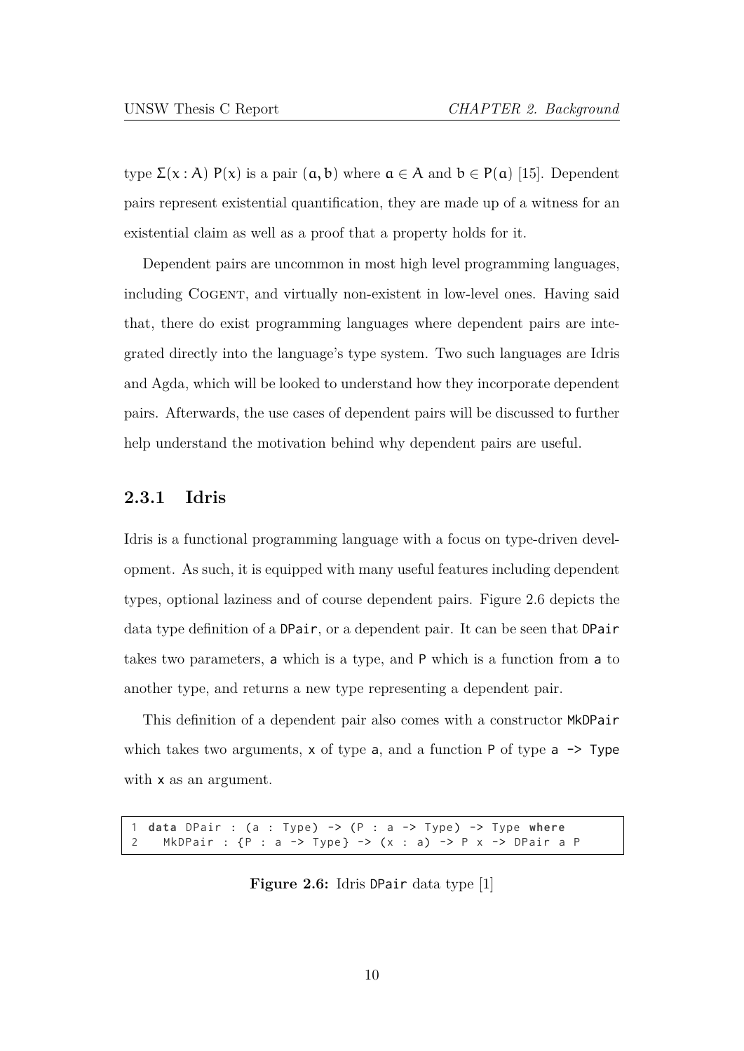type $\Sigma(x : A)\ P(x)$ is a pair $(a, b)$ where $a \in A$ and $b \in P(a)$ [15]. Dependent pairs represent existential quantification, they are made up of a witness for an existential claim as well as a proof that a property holds for it.

Dependent pairs are uncommon in most high level programming languages, including COGENT, and virtually non-existent in low-level ones. Having said that, there do exist programming languages where dependent pairs are integrated directly into the language's type system. Two such languages are Idris and Agda, which will be looked to understand how they incorporate dependent pairs. Afterwards, the use cases of dependent pairs will be discussed to further help understand the motivation behind why dependent pairs are useful.

### 2.3.1 Idris

Idris is a functional programming language with a focus on type-driven development. As such, it is equipped with many useful features including dependent types, optional laziness and of course dependent pairs. Figure 2.6 depicts the data type definition of a `DPair`, or a dependent pair. It can be seen that `DPair` takes two parameters, `a` which is a type, and `P` which is a function from `a` to another type, and returns a new type representing a dependent pair.

This definition of a dependent pair also comes with a constructor `MkDPair` which takes two arguments, `x` of type `a`, and a function `P` of type `a -> Type` with `x` as an argument.

```
1 data DPair : (a : Type) -> (P : a -> Type) -> Type where
2   MkDPair : {P : a -> Type} -> (x : a) -> P x -> DPair a P
```

**Figure 2.6:** Idris `DPair` data type [1]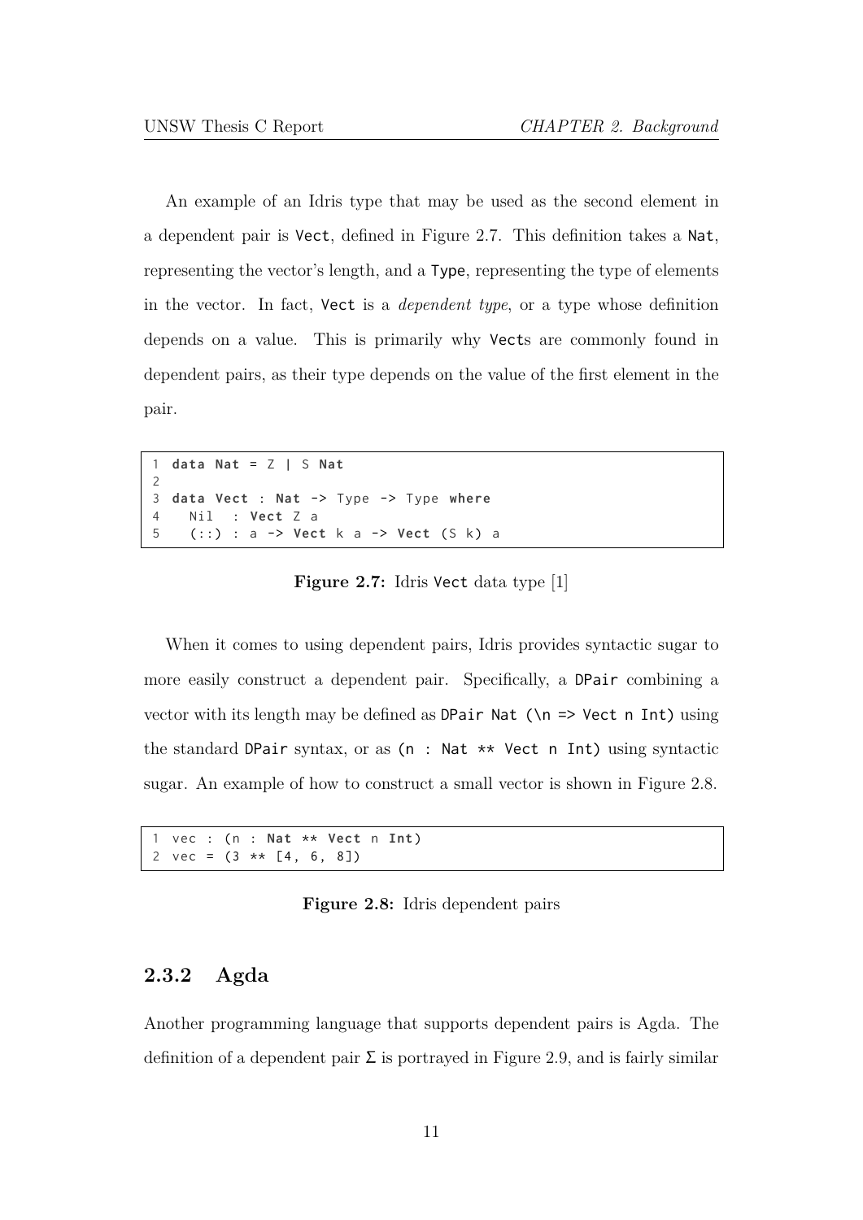An example of an Idris type that may be used as the second element in a dependent pair is `Vect`, defined in Figure 2.7. This definition takes a `Nat`, representing the vector's length, and a `Type`, representing the type of elements in the vector. In fact, `Vect` is a *dependent type*, or a type whose definition depends on a value. This is primarily why `Vect`s are commonly found in dependent pairs, as their type depends on the value of the first element in the pair.

```
1 data Nat = Z | S Nat
2
3 data Vect : Nat -> Type -> Type where
4   Nil  : Vect Z a
5   (::) : a -> Vect k a -> Vect (S k) a
```

**Figure 2.7:** Idris `Vect` data type [1]

When it comes to using dependent pairs, Idris provides syntactic sugar to more easily construct a dependent pair. Specifically, a `DPair` combining a vector with its length may be defined as `DPair Nat (\n => Vect n Int)` using the standard `DPair` syntax, or as `(n : Nat ** Vect n Int)` using syntactic sugar. An example of how to construct a small vector is shown in Figure 2.8.

```
1 vec : (n : Nat ** Vect n Int)
2 vec = (3 ** [4, 6, 8])
```

**Figure 2.8:** Idris dependent pairs

### 2.3.2 Agda

Another programming language that supports dependent pairs is Agda. The definition of a dependent pair `Σ` is portrayed in Figure 2.9, and is fairly similar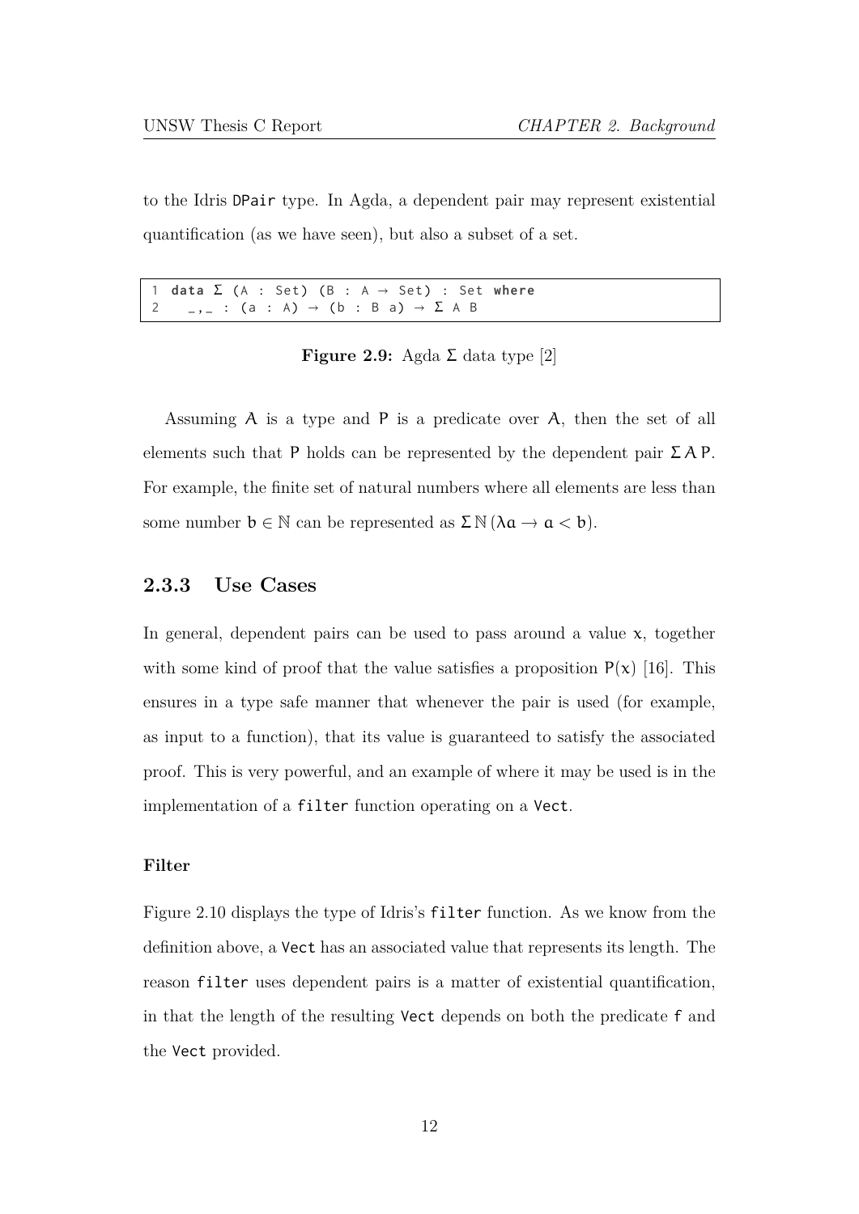to the Idris DPair type. In Agda, a dependent pair may represent existential quantification (as we have seen), but also a subset of a set.

```
1 data Σ (A : Set) (B : A → Set) : Set where
2   _,_ : (a : A) → (b : B a) → Σ A B
```

**Figure 2.9:** Agda Σ data type [2]

Assuming A is a type and P is a predicate over A, then the set of all elements such that P holds can be represented by the dependent pair $\Sigma\, A\, P$. For example, the finite set of natural numbers where all elements are less than some number $b \in \mathbb{N}$ can be represented as $\Sigma\, \mathbb{N}\, (\lambda a \rightarrow a < b)$.

### 2.3.3 Use Cases

In general, dependent pairs can be used to pass around a value x, together with some kind of proof that the value satisfies a proposition $P(x)$ [16]. This ensures in a type safe manner that whenever the pair is used (for example, as input to a function), that its value is guaranteed to satisfy the associated proof. This is very powerful, and an example of where it may be used is in the implementation of a filter function operating on a Vect.

#### Filter

Figure 2.10 displays the type of Idris's filter function. As we know from the definition above, a Vect has an associated value that represents its length. The reason filter uses dependent pairs is a matter of existential quantification, in that the length of the resulting Vect depends on both the predicate f and the Vect provided.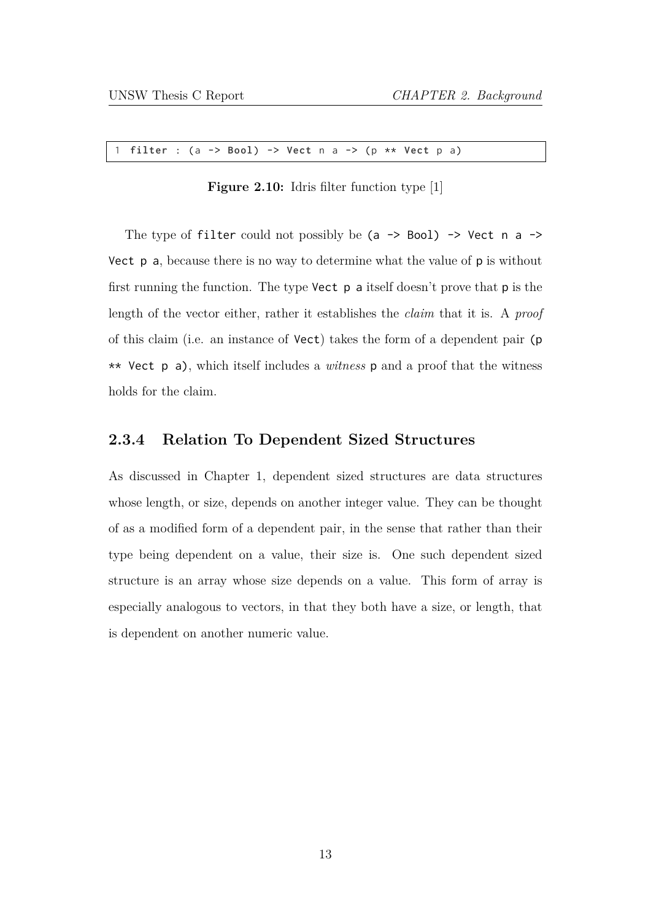```
filter : (a -> Bool) -> Vect n a -> (p ** Vect p a)
```

**Figure 2.10:** Idris filter function type [1]

The type of `filter` could not possibly be `(a -> Bool) -> Vect n a -> Vect p a`, because there is no way to determine what the value of `p` is without first running the function. The type `Vect p a` itself doesn't prove that `p` is the length of the vector either, rather it establishes the *claim* that it is. A *proof* of this claim (i.e. an instance of `Vect`) takes the form of a dependent pair `(p ** Vect p a)`, which itself includes a *witness* `p` and a proof that the witness holds for the claim.

### 2.3.4 Relation To Dependent Sized Structures

As discussed in Chapter 1, dependent sized structures are data structures whose length, or size, depends on another integer value. They can be thought of as a modified form of a dependent pair, in the sense that rather than their type being dependent on a value, their size is. One such dependent sized structure is an array whose size depends on a value. This form of array is especially analogous to vectors, in that they both have a size, or length, that is dependent on another numeric value.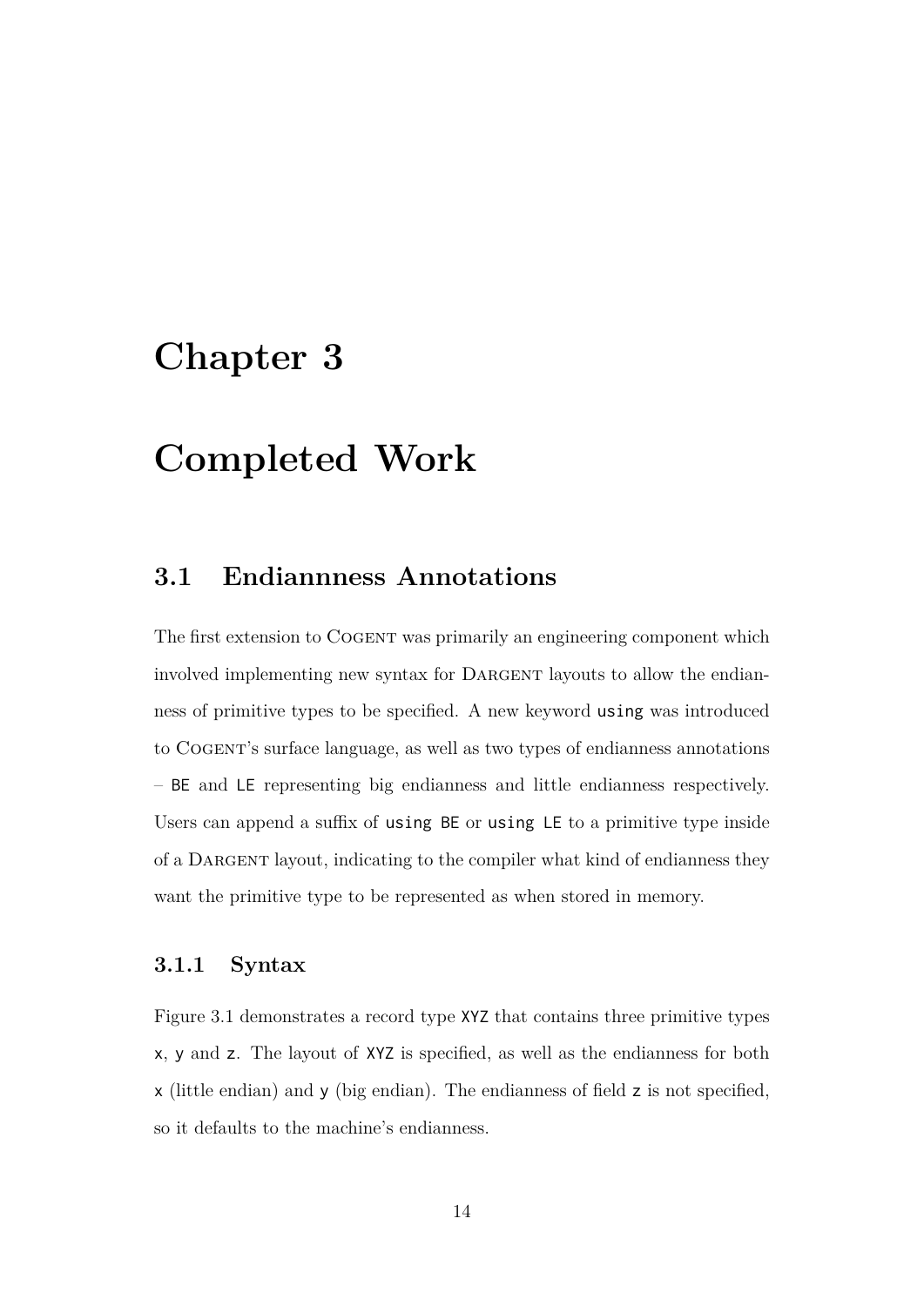# Chapter 3

# Completed Work

## 3.1 Endiannness Annotations

The first extension to COGENT was primarily an engineering component which involved implementing new syntax for DARGENT layouts to allow the endianness of primitive types to be specified. A new keyword `using` was introduced to COGENT's surface language, as well as two types of endianness annotations – `BE` and `LE` representing big endianness and little endianness respectively. Users can append a suffix of `using BE` or `using LE` to a primitive type inside of a DARGENT layout, indicating to the compiler what kind of endianness they want the primitive type to be represented as when stored in memory.

### 3.1.1 Syntax

Figure 3.1 demonstrates a record type `XYZ` that contains three primitive types `x`, `y` and `z`. The layout of `XYZ` is specified, as well as the endianness for both `x` (little endian) and `y` (big endian). The endianness of field `z` is not specified, so it defaults to the machine's endianness.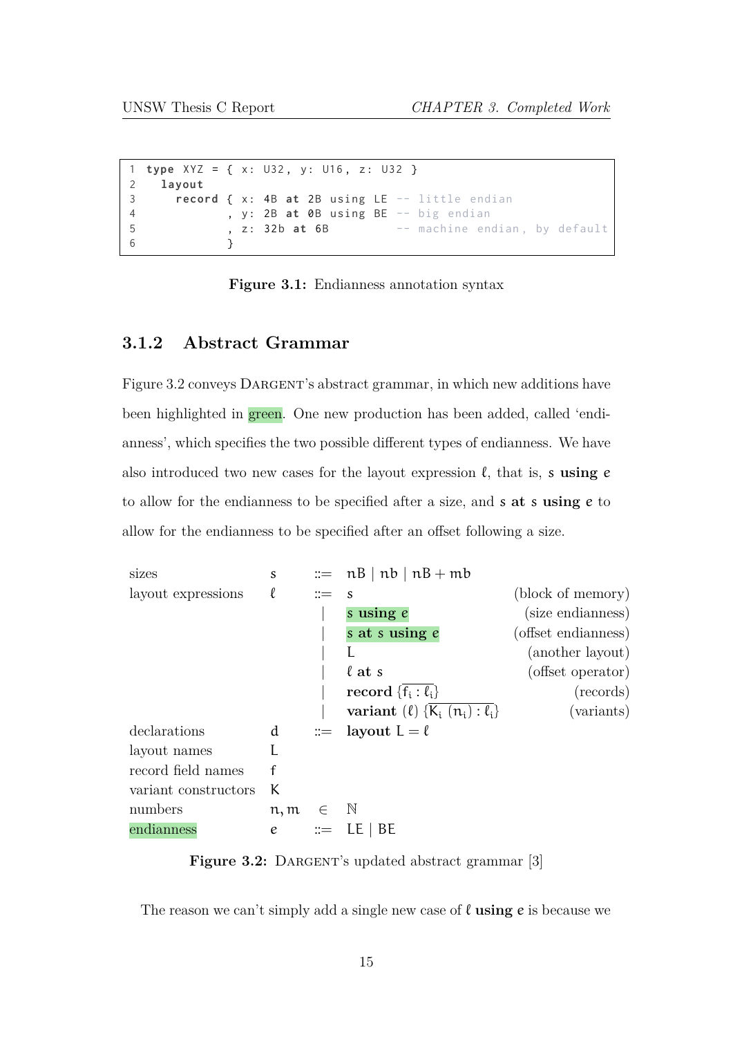```
1 type XYZ = { x: U32, y: U16, z: U32 }
2   layout
3     record { x: 4B at 2B using LE -- little endian
4            , y: 2B at 0B using BE -- big endian
5            , z: 32b at 6B         -- machine endian, by default
6            }
```

**Figure 3.1:** Endianness annotation syntax

### 3.1.2 Abstract Grammar

Figure 3.2 conveys DARGENT's abstract grammar, in which new additions have been highlighted in green. One new production has been added, called 'endianness', which specifies the two possible different types of endianness. We have also introduced two new cases for the layout expression $\ell$, that is, $s$ **using** $e$ to allow for the endianness to be specified after a size, and $s$ **at** $s$ **using** $e$ to allow for the endianness to be specified after an offset following a size.

| | | | | |
|---|---|---|---|---|
| sizes | $s$ | ::= | $n\mathsf{B} \mid n\mathsf{b} \mid n\mathsf{B} + m\mathsf{b}$ | |
| layout expressions | $\ell$ | ::= | $s$ | (block of memory) |
| | | \| | $s$ **using** $e$ | (size endianness) |
| | | \| | $s$ **at** $s$ **using** $e$ | (offset endianness) |
| | | \| | $\mathsf{L}$ | (another layout) |
| | | \| | $\ell$ **at** $s$ | (offset operator) |
| | | \| | **record** $\{\overline{\mathsf{f}_i : \ell_i}\}$ | (records) |
| | | \| | **variant** $(\ell)$ $\{\overline{\mathsf{K}_i\ (n_i) : \ell_i}\}$ | (variants) |
| declarations | $d$ | ::= | **layout** $\mathsf{L} = \ell$ | |
| layout names | $\mathsf{L}$ | | | |
| record field names | $\mathsf{f}$ | | | |
| variant constructors | $\mathsf{K}$ | | | |
| numbers | $n, m$ | $\in$ | $\mathbb{N}$ | |
| endianness | $e$ | ::= | $\mathsf{LE} \mid \mathsf{BE}$ | |

**Figure 3.2:** DARGENT's updated abstract grammar [3]

The reason we can't simply add a single new case of $\ell$ **using** $e$ is because we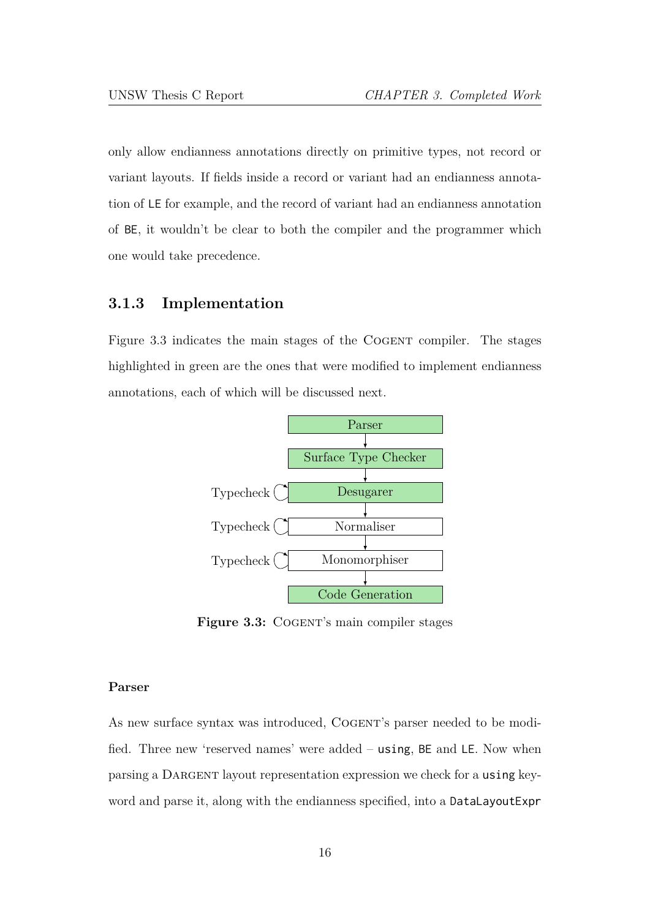only allow endianness annotations directly on primitive types, not record or variant layouts. If fields inside a record or variant had an endianness annotation of `LE` for example, and the record of variant had an endianness annotation of `BE`, it wouldn't be clear to both the compiler and the programmer which one would take precedence.

### 3.1.3 Implementation

Figure 3.3 indicates the main stages of the Cogent compiler. The stages highlighted in green are the ones that were modified to implement endianness annotations, each of which will be discussed next.

```
                Parser
                  ↓
          Surface Type Checker
                  ↓
Typecheck ⟲     Desugarer
                  ↓
Typecheck ⟲     Normaliser
                  ↓
Typecheck ⟲     Monomorphiser
                  ↓
            Code Generation
```

**Figure 3.3:** Cogent's main compiler stages

#### Parser

As new surface syntax was introduced, Cogent's parser needed to be modified. Three new 'reserved names' were added – `using`, `BE` and `LE`. Now when parsing a Dargent layout representation expression we check for a `using` keyword and parse it, along with the endianness specified, into a `DataLayoutExpr`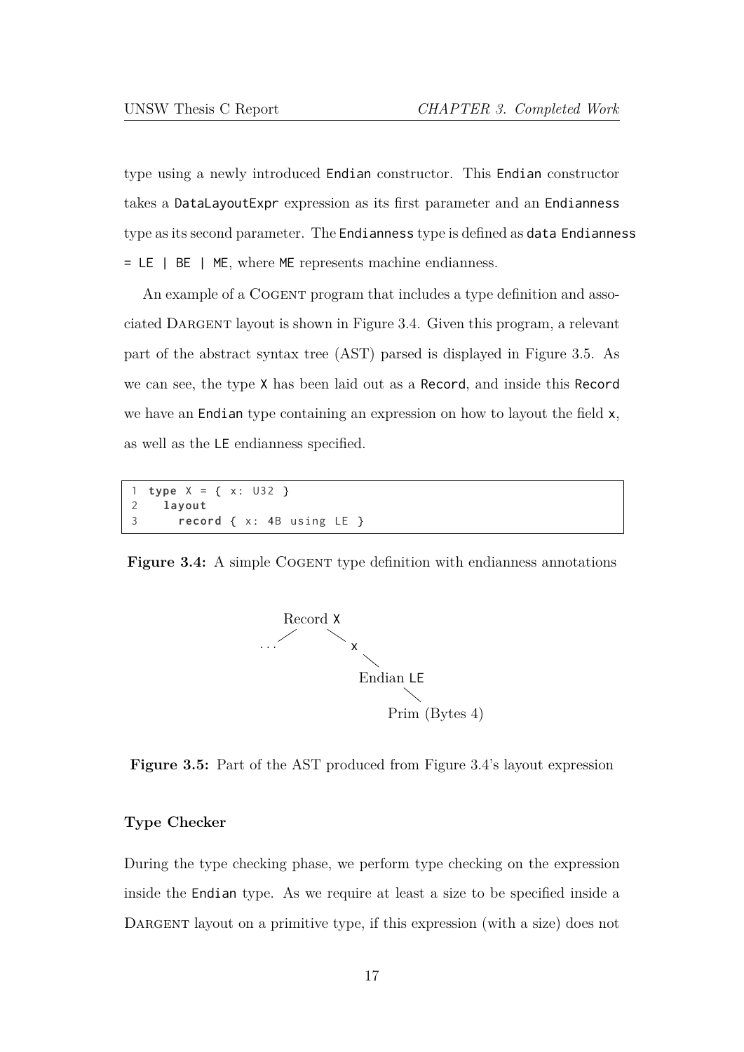type using a newly introduced `Endian` constructor. This `Endian` constructor takes a `DataLayoutExpr` expression as its first parameter and an `Endianness` type as its second parameter. The `Endianness` type is defined as `data Endianness = LE | BE | ME`, where `ME` represents machine endianness.

An example of a Cogent program that includes a type definition and associated Dargent layout is shown in Figure 3.4. Given this program, a relevant part of the abstract syntax tree (AST) parsed is displayed in Figure 3.5. As we can see, the type `X` has been laid out as a `Record`, and inside this `Record` we have an `Endian` type containing an expression on how to layout the field `x`, as well as the `LE` endianness specified.

```
1 type X = { x: U32 }
2   layout
3     record { x: 4B using LE }
```

**Figure 3.4:** A simple Cogent type definition with endianness annotations

```
        Record X
       /        \
    ...          x
                  \
                   Endian LE
                        \
                         Prim (Bytes 4)
```

**Figure 3.5:** Part of the AST produced from Figure 3.4's layout expression

**Type Checker**

During the type checking phase, we perform type checking on the expression inside the `Endian` type. As we require at least a size to be specified inside a Dargent layout on a primitive type, if this expression (with a size) does not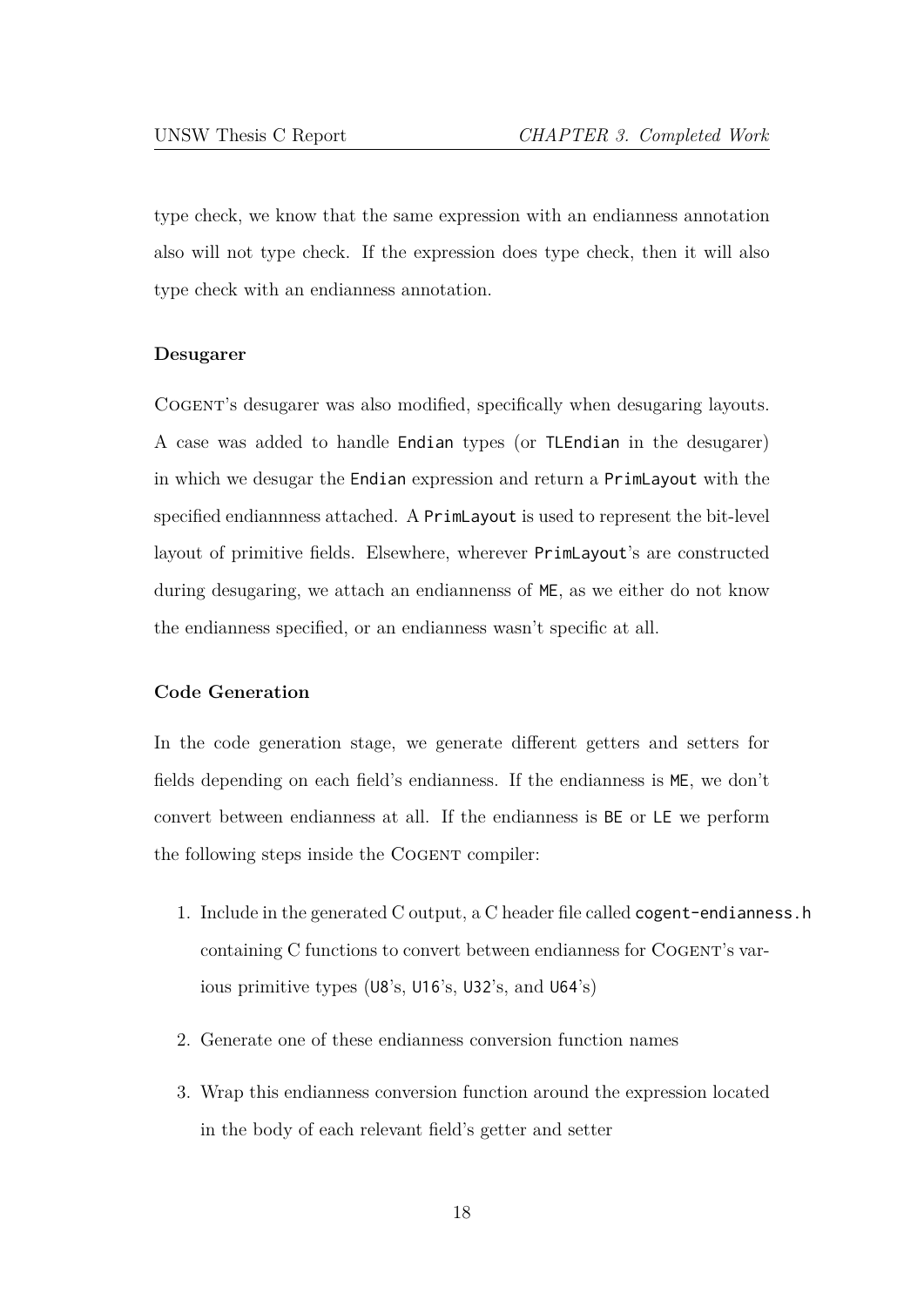type check, we know that the same expression with an endianness annotation also will not type check. If the expression does type check, then it will also type check with an endianness annotation.

#### Desugarer

COGENT's desugarer was also modified, specifically when desugaring layouts. A case was added to handle `Endian` types (or `TLEndian` in the desugarer) in which we desugar the `Endian` expression and return a `PrimLayout` with the specified endiannness attached. A `PrimLayout` is used to represent the bit-level layout of primitive fields. Elsewhere, wherever `PrimLayout`'s are constructed during desugaring, we attach an endiannenss of `ME`, as we either do not know the endianness specified, or an endianness wasn't specific at all.

#### Code Generation

In the code generation stage, we generate different getters and setters for fields depending on each field's endianness. If the endianness is `ME`, we don't convert between endianness at all. If the endianness is `BE` or `LE` we perform the following steps inside the COGENT compiler:

1. Include in the generated C output, a C header file called `cogent-endianness.h` containing C functions to convert between endianness for COGENT's various primitive types (`U8`'s, `U16`'s, `U32`'s, and `U64`'s)
2. Generate one of these endianness conversion function names
3. Wrap this endianness conversion function around the expression located in the body of each relevant field's getter and setter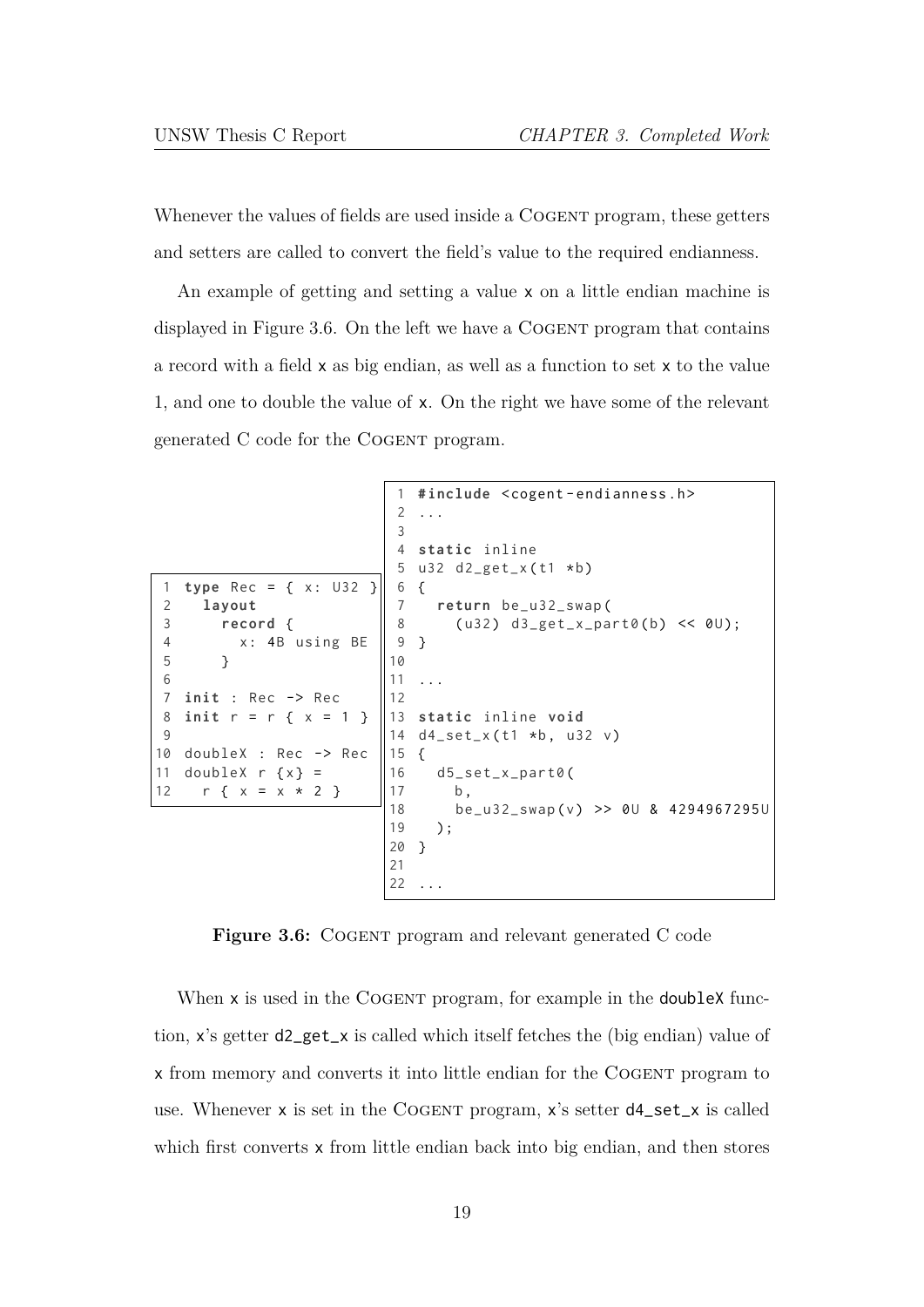Whenever the values of fields are used inside a Cogent program, these getters and setters are called to convert the field's value to the required endianness.

An example of getting and setting a value x on a little endian machine is displayed in Figure 3.6. On the left we have a Cogent program that contains a record with a field x as big endian, as well as a function to set x to the value 1, and one to double the value of x. On the right we have some of the relevant generated C code for the Cogent program.

```
1  type Rec = { x: U32 }
2    layout
3      record {
4        x: 4B using BE
5      }
6
7  init : Rec -> Rec
8  init r = r { x = 1 }
9
10 doubleX : Rec -> Rec
11 doubleX r {x} =
12   r { x = x * 2 }
```

```
1  #include <cogent-endianness.h>
2  ...
3
4  static inline
5  u32 d2_get_x(t1 *b)
6  {
7    return be_u32_swap(
8      (u32) d3_get_x_part0(b) << 0U);
9  }
10
11 ...
12
13 static inline void
14 d4_set_x(t1 *b, u32 v)
15 {
16   d5_set_x_part0(
17     b,
18     be_u32_swap(v) >> 0U & 4294967295U
19   );
20 }
21
22 ...
```

**Figure 3.6:** Cogent program and relevant generated C code

When x is used in the Cogent program, for example in the doubleX function, x's getter d2_get_x is called which itself fetches the (big endian) value of x from memory and converts it into little endian for the Cogent program to use. Whenever x is set in the Cogent program, x's setter d4_set_x is called which first converts x from little endian back into big endian, and then stores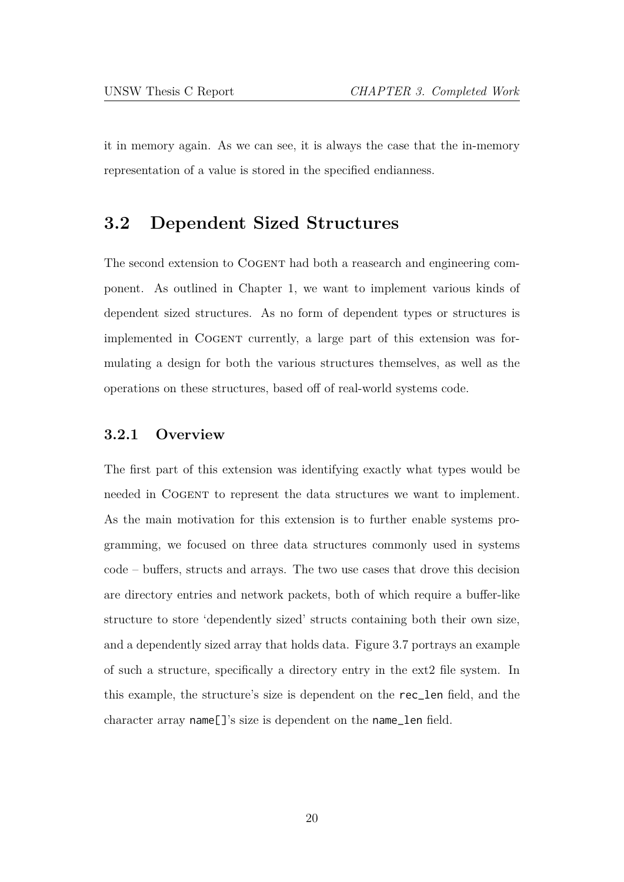it in memory again. As we can see, it is always the case that the in-memory representation of a value is stored in the specified endianness.

## 3.2 Dependent Sized Structures

The second extension to COGENT had both a reasearch and engineering component. As outlined in Chapter 1, we want to implement various kinds of dependent sized structures. As no form of dependent types or structures is implemented in COGENT currently, a large part of this extension was formulating a design for both the various structures themselves, as well as the operations on these structures, based off of real-world systems code.

### 3.2.1 Overview

The first part of this extension was identifying exactly what types would be needed in COGENT to represent the data structures we want to implement. As the main motivation for this extension is to further enable systems programming, we focused on three data structures commonly used in systems code – buffers, structs and arrays. The two use cases that drove this decision are directory entries and network packets, both of which require a buffer-like structure to store 'dependently sized' structs containing both their own size, and a dependently sized array that holds data. Figure 3.7 portrays an example of such a structure, specifically a directory entry in the ext2 file system. In this example, the structure's size is dependent on the `rec_len` field, and the character array `name[]`'s size is dependent on the `name_len` field.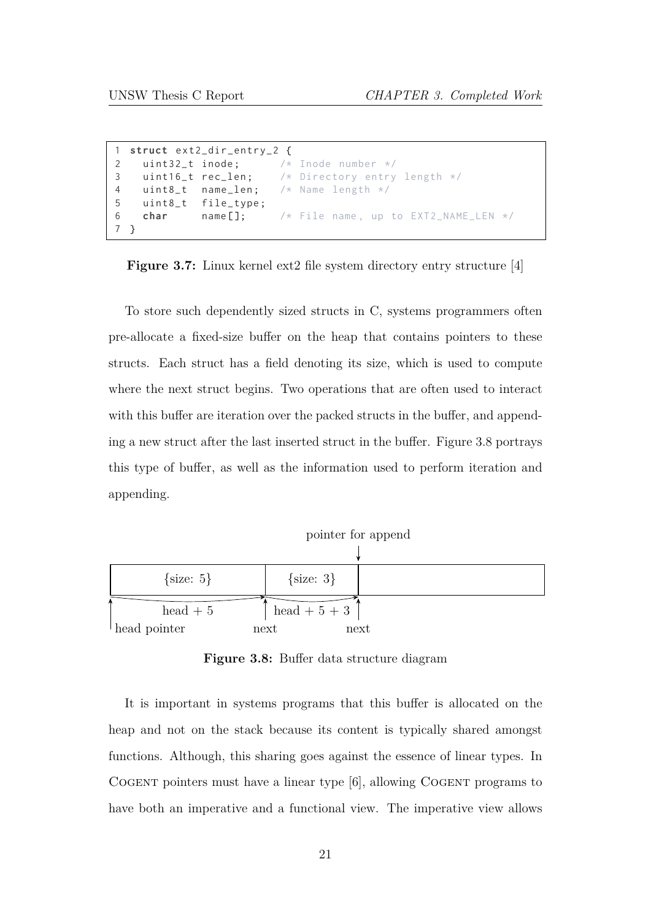```c
1 struct ext2_dir_entry_2 {
2   uint32_t inode;      /* Inode number */
3   uint16_t rec_len;    /* Directory entry length */
4   uint8_t  name_len;   /* Name length */
5   uint8_t  file_type;
6   char     name[];     /* File name, up to EXT2_NAME_LEN */
7 }
```

**Figure 3.7:** Linux kernel ext2 file system directory entry structure [4]

To store such dependently sized structs in C, systems programmers often pre-allocate a fixed-size buffer on the heap that contains pointers to these structs. Each struct has a field denoting its size, which is used to compute where the next struct begins. Two operations that are often used to interact with this buffer are iteration over the packed structs in the buffer, and appending a new struct after the last inserted struct in the buffer. Figure 3.8 portrays this type of buffer, as well as the information used to perform iteration and appending.

pointer for append

| {size: 5} | {size: 3} | |
|---|---|---|

head pointer — head + 5 → next — head + 5 + 3 → next

**Figure 3.8:** Buffer data structure diagram

It is important in systems programs that this buffer is allocated on the heap and not on the stack because its content is typically shared amongst functions. Although, this sharing goes against the essence of linear types. In Cogent pointers must have a linear type [6], allowing Cogent programs to have both an imperative and a functional view. The imperative view allows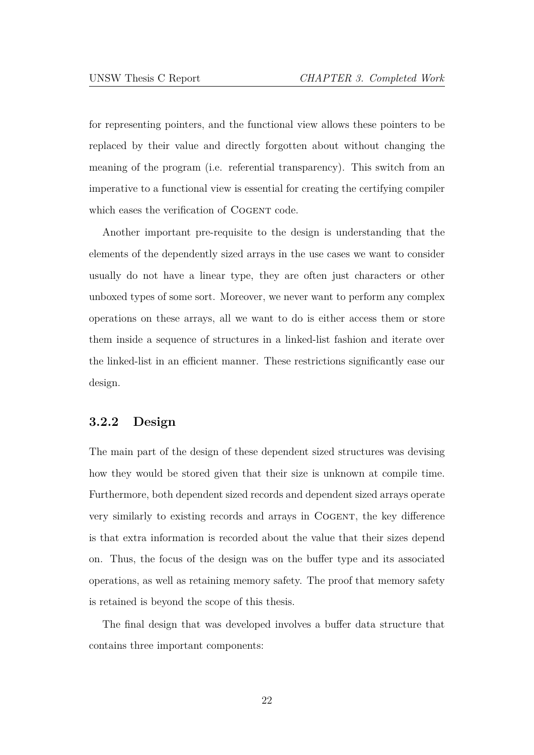for representing pointers, and the functional view allows these pointers to be replaced by their value and directly forgotten about without changing the meaning of the program (i.e. referential transparency). This switch from an imperative to a functional view is essential for creating the certifying compiler which eases the verification of Cogent code.

Another important pre-requisite to the design is understanding that the elements of the dependently sized arrays in the use cases we want to consider usually do not have a linear type, they are often just characters or other unboxed types of some sort. Moreover, we never want to perform any complex operations on these arrays, all we want to do is either access them or store them inside a sequence of structures in a linked-list fashion and iterate over the linked-list in an efficient manner. These restrictions significantly ease our design.

### 3.2.2 Design

The main part of the design of these dependent sized structures was devising how they would be stored given that their size is unknown at compile time. Furthermore, both dependent sized records and dependent sized arrays operate very similarly to existing records and arrays in Cogent, the key difference is that extra information is recorded about the value that their sizes depend on. Thus, the focus of the design was on the buffer type and its associated operations, as well as retaining memory safety. The proof that memory safety is retained is beyond the scope of this thesis.

The final design that was developed involves a buffer data structure that contains three important components: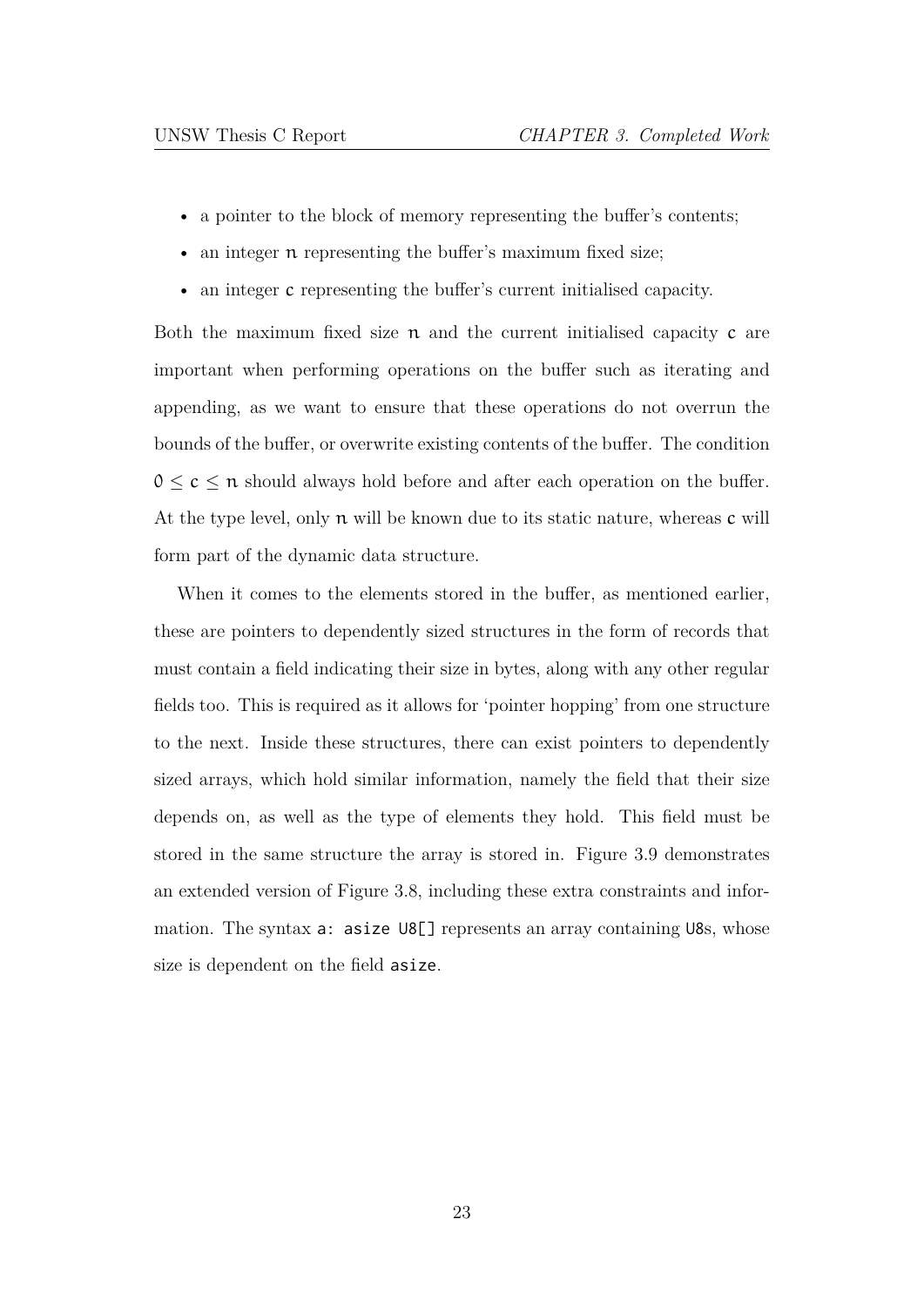- a pointer to the block of memory representing the buffer's contents;
- an integer $n$ representing the buffer's maximum fixed size;
- an integer $c$ representing the buffer's current initialised capacity.

Both the maximum fixed size $n$ and the current initialised capacity $c$ are important when performing operations on the buffer such as iterating and appending, as we want to ensure that these operations do not overrun the bounds of the buffer, or overwrite existing contents of the buffer. The condition $0 \leq c \leq n$ should always hold before and after each operation on the buffer. At the type level, only $n$ will be known due to its static nature, whereas $c$ will form part of the dynamic data structure.

When it comes to the elements stored in the buffer, as mentioned earlier, these are pointers to dependently sized structures in the form of records that must contain a field indicating their size in bytes, along with any other regular fields too. This is required as it allows for 'pointer hopping' from one structure to the next. Inside these structures, there can exist pointers to dependently sized arrays, which hold similar information, namely the field that their size depends on, as well as the type of elements they hold. This field must be stored in the same structure the array is stored in. Figure 3.9 demonstrates an extended version of Figure 3.8, including these extra constraints and information. The syntax `a: asize U8[]` represents an array containing `U8`s, whose size is dependent on the field `asize`.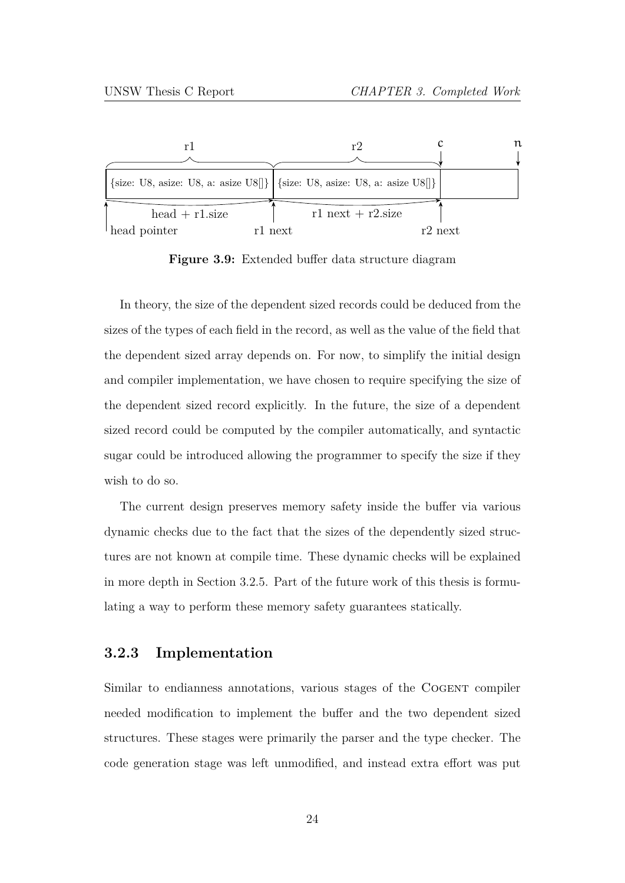**Figure 3.9:** Extended buffer data structure diagram

In theory, the size of the dependent sized records could be deduced from the sizes of the types of each field in the record, as well as the value of the field that the dependent sized array depends on. For now, to simplify the initial design and compiler implementation, we have chosen to require specifying the size of the dependent sized record explicitly. In the future, the size of a dependent sized record could be computed by the compiler automatically, and syntactic sugar could be introduced allowing the programmer to specify the size if they wish to do so.

The current design preserves memory safety inside the buffer via various dynamic checks due to the fact that the sizes of the dependently sized structures are not known at compile time. These dynamic checks will be explained in more depth in Section 3.2.5. Part of the future work of this thesis is formulating a way to perform these memory safety guarantees statically.

### 3.2.3 Implementation

Similar to endianness annotations, various stages of the COGENT compiler needed modification to implement the buffer and the two dependent sized structures. These stages were primarily the parser and the type checker. The code generation stage was left unmodified, and instead extra effort was put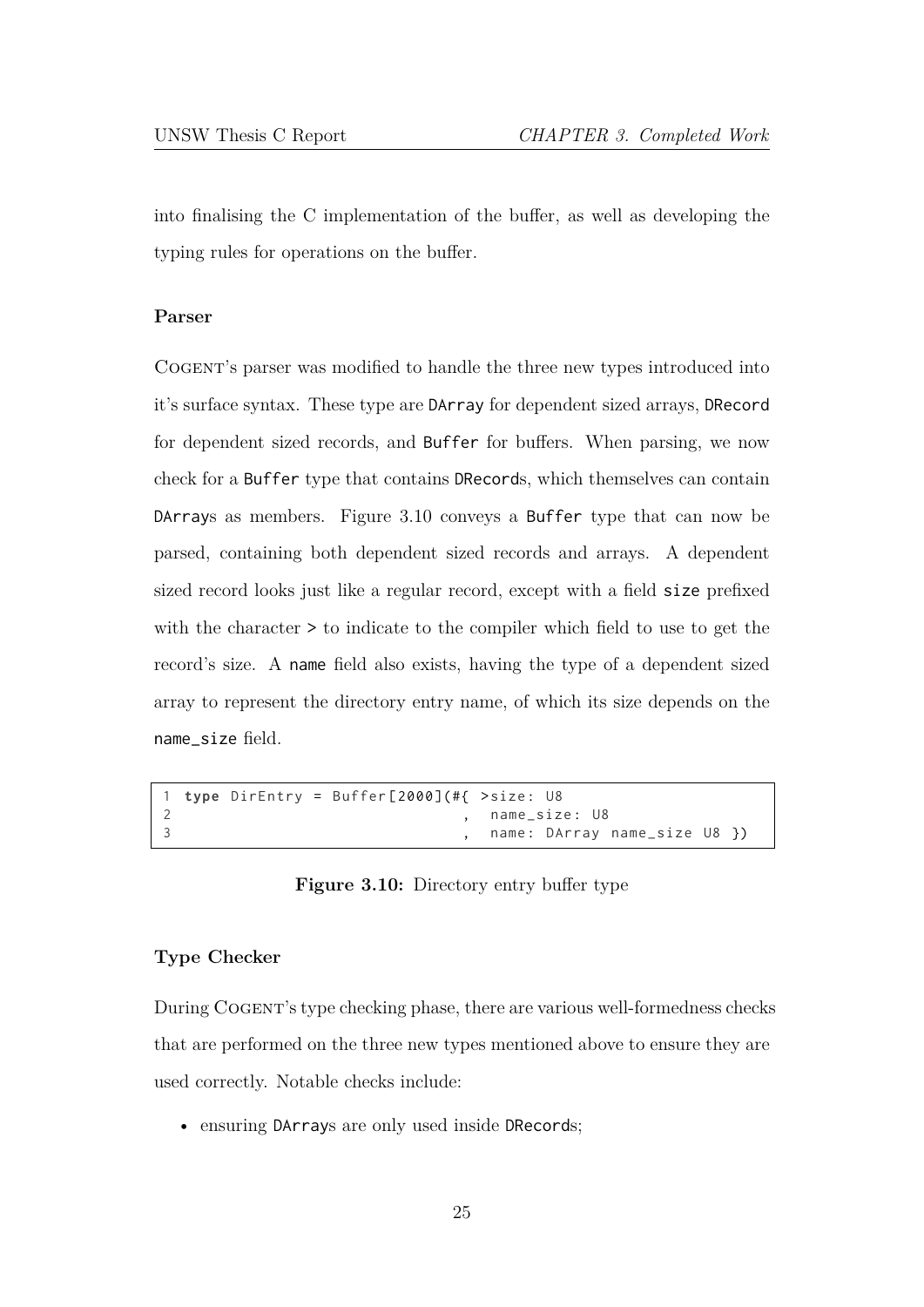into finalising the C implementation of the buffer, as well as developing the typing rules for operations on the buffer.

### Parser

Cogent's parser was modified to handle the three new types introduced into it's surface syntax. These type are `DArray` for dependent sized arrays, `DRecord` for dependent sized records, and `Buffer` for buffers. When parsing, we now check for a `Buffer` type that contains `DRecord`s, which themselves can contain `DArray`s as members. Figure 3.10 conveys a `Buffer` type that can now be parsed, containing both dependent sized records and arrays. A dependent sized record looks just like a regular record, except with a field `size` prefixed with the character `>` to indicate to the compiler which field to use to get the record's size. A `name` field also exists, having the type of a dependent sized array to represent the directory entry name, of which its size depends on the `name_size` field.

```
1 type DirEntry = Buffer[2000](#{ >size: U8
2                               , name_size: U8
3                               , name: DArray name_size U8 })
```

**Figure 3.10:** Directory entry buffer type

### Type Checker

During Cogent's type checking phase, there are various well-formedness checks that are performed on the three new types mentioned above to ensure they are used correctly. Notable checks include:

- ensuring `DArray`s are only used inside `DRecord`s;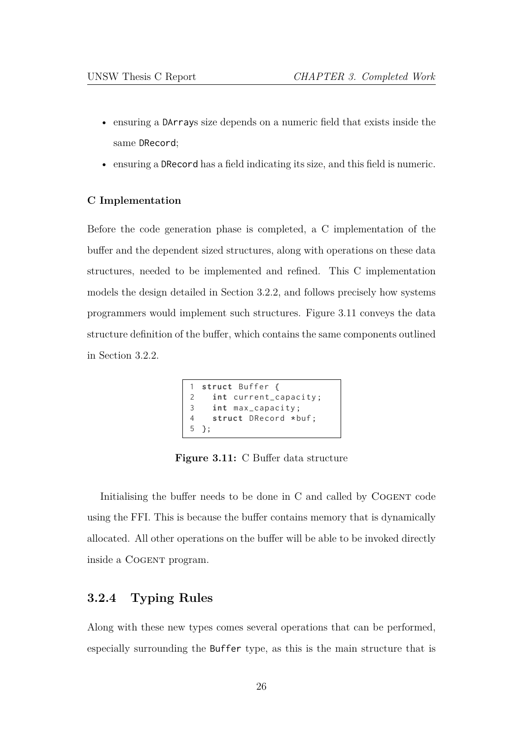- ensuring a `DArray`s size depends on a numeric field that exists inside the same `DRecord`;
- ensuring a `DRecord` has a field indicating its size, and this field is numeric.

#### C Implementation

Before the code generation phase is completed, a C implementation of the buffer and the dependent sized structures, along with operations on these data structures, needed to be implemented and refined. This C implementation models the design detailed in Section 3.2.2, and follows precisely how systems programmers would implement such structures. Figure 3.11 conveys the data structure definition of the buffer, which contains the same components outlined in Section 3.2.2.

```c
struct Buffer {
  int current_capacity;
  int max_capacity;
  struct DRecord *buf;
};
```

**Figure 3.11:** C Buffer data structure

Initialising the buffer needs to be done in C and called by COGENT code using the FFI. This is because the buffer contains memory that is dynamically allocated. All other operations on the buffer will be able to be invoked directly inside a COGENT program.

### 3.2.4 Typing Rules

Along with these new types comes several operations that can be performed, especially surrounding the `Buffer` type, as this is the main structure that is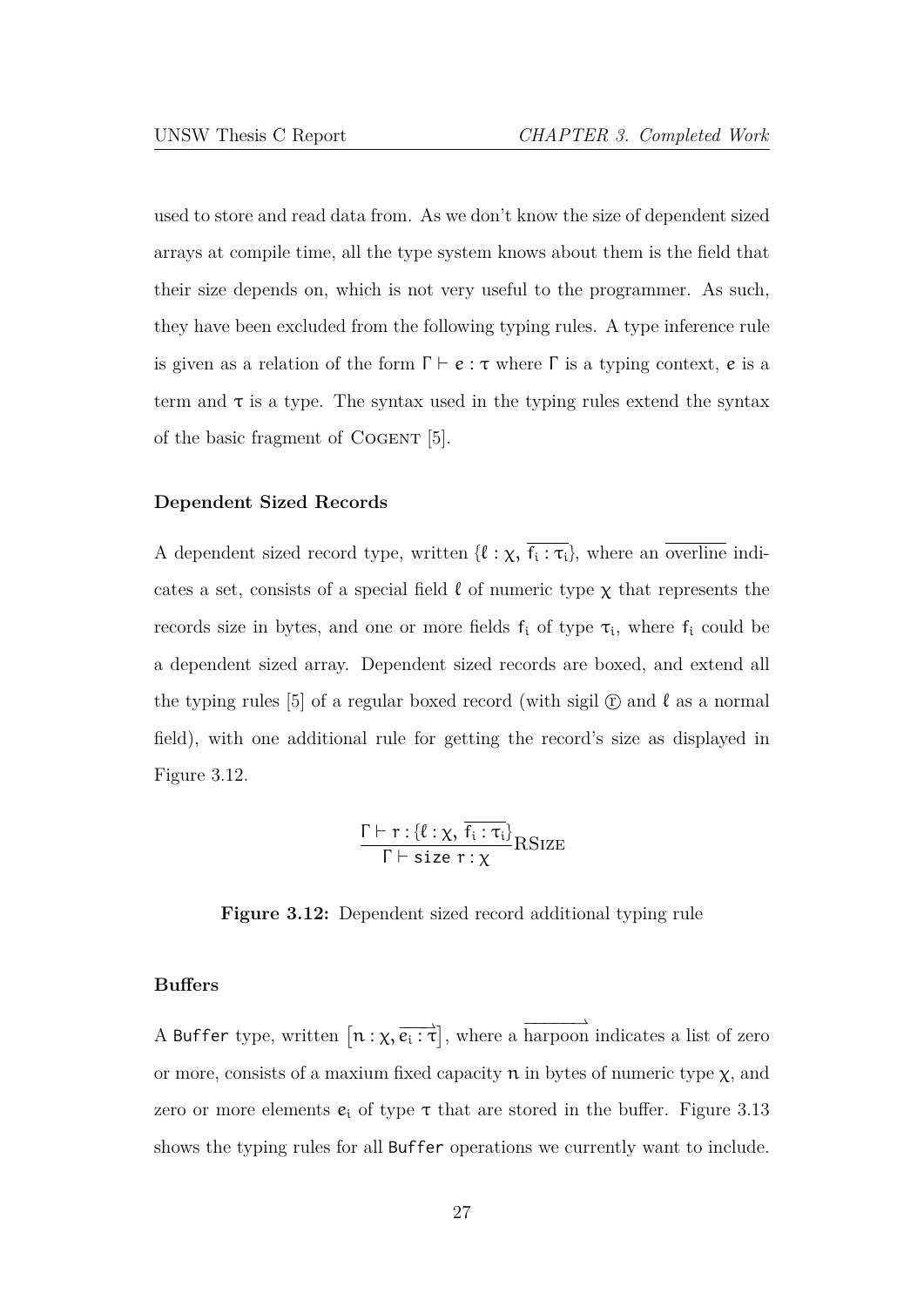used to store and read data from. As we don't know the size of dependent sized arrays at compile time, all the type system knows about them is the field that their size depends on, which is not very useful to the programmer. As such, they have been excluded from the following typing rules. A type inference rule is given as a relation of the form $\Gamma \vdash e : \tau$ where $\Gamma$ is a typing context, $e$ is a term and $\tau$ is a type. The syntax used in the typing rules extend the syntax of the basic fragment of COGENT [5].

#### Dependent Sized Records

A dependent sized record type, written $\{\ell : \chi, \overline{f_i : \tau_i}\}$, where an $\overline{\text{overline}}$ indicates a set, consists of a special field $\ell$ of numeric type $\chi$ that represents the records size in bytes, and one or more fields $f_i$ of type $\tau_i$, where $f_i$ could be a dependent sized array. Dependent sized records are boxed, and extend all the typing rules [5] of a regular boxed record (with sigil ⓡ and $\ell$ as a normal field), with one additional rule for getting the record's size as displayed in Figure 3.12.

$$\frac{\Gamma \vdash r : \{\ell : \chi, \overline{f_i : \tau_i}\}}{\Gamma \vdash \texttt{size}\ r : \chi}\text{RSize}$$

**Figure 3.12:** Dependent sized record additional typing rule

#### Buffers

A `Buffer` type, written $\left[n : \chi, \overrightarrow{e_i : \tau}\right]$, where a $\overrightarrow{\text{harpoon}}$ indicates a list of zero or more, consists of a maxium fixed capacity $n$ in bytes of numeric type $\chi$, and zero or more elements $e_i$ of type $\tau$ that are stored in the buffer. Figure 3.13 shows the typing rules for all `Buffer` operations we currently want to include.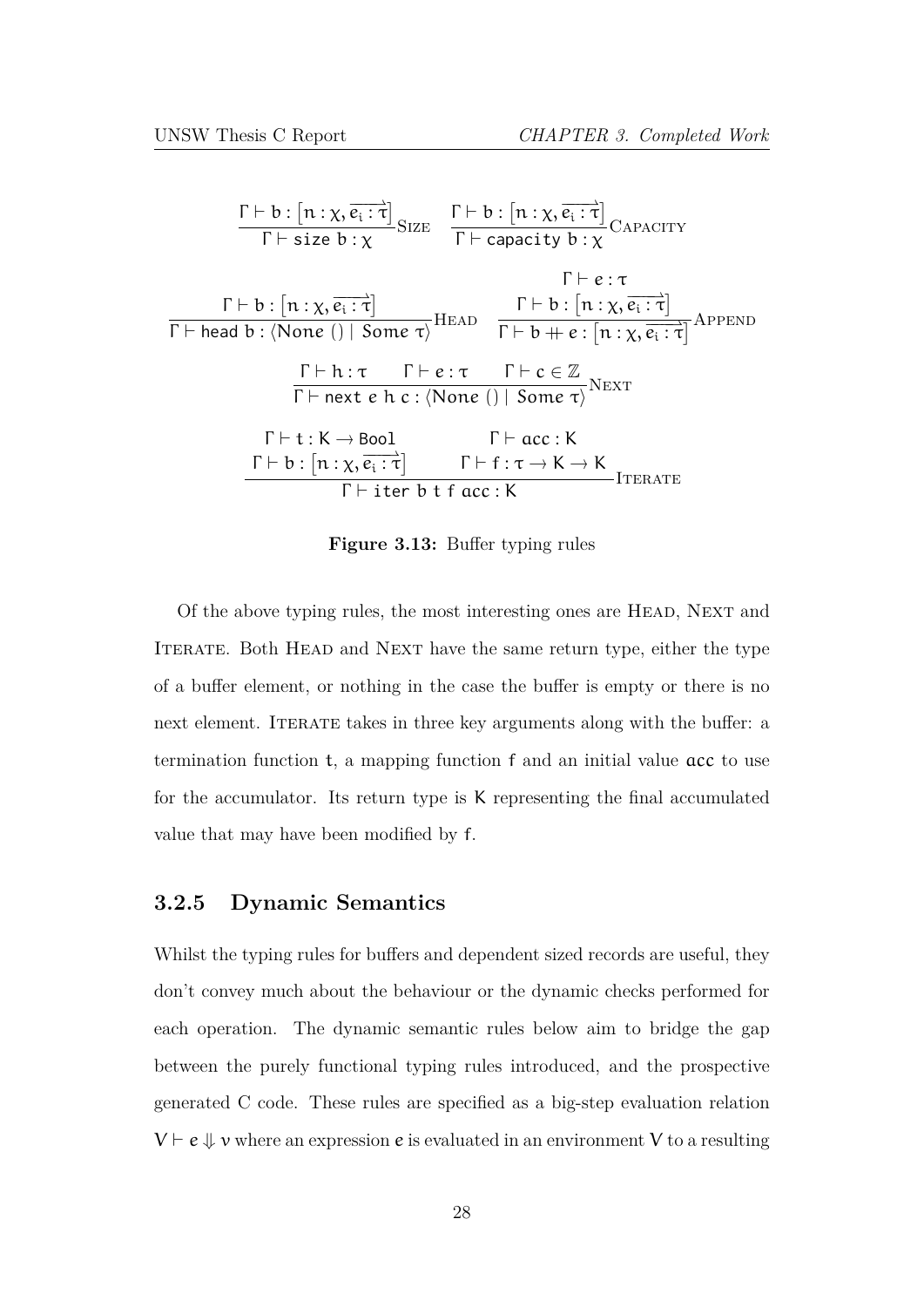$$\frac{\Gamma \vdash b : \left[n : \chi, \overrightarrow{e_i : \tau}\right]}{\Gamma \vdash \mathsf{size}\ b : \chi}\textsc{Size} \qquad \frac{\Gamma \vdash b : \left[n : \chi, \overrightarrow{e_i : \tau}\right]}{\Gamma \vdash \mathsf{capacity}\ b : \chi}\textsc{Capacity}$$

$$\frac{\Gamma \vdash b : \left[n : \chi, \overrightarrow{e_i : \tau}\right]}{\Gamma \vdash \mathsf{head}\ b : \langle \mathit{None}\ () \mid \mathit{Some}\ \tau \rangle}\textsc{Head} \qquad \frac{\Gamma \vdash e : \tau \qquad \Gamma \vdash b : \left[n : \chi, \overrightarrow{e_i : \tau}\right]}{\Gamma \vdash b \mathbin{+\!\!+} e : \left[n : \chi, \overrightarrow{e_i : \tau}\right]}\textsc{Append}$$

$$\frac{\Gamma \vdash h : \tau \qquad \Gamma \vdash e : \tau \qquad \Gamma \vdash c \in \mathbb{Z}}{\Gamma \vdash \mathsf{next}\ e\ h\ c : \langle \mathit{None}\ () \mid \mathit{Some}\ \tau \rangle}\textsc{Next}$$

$$\frac{\Gamma \vdash t : \mathsf{K} \rightarrow \mathsf{Bool} \qquad \Gamma \vdash b : \left[n : \chi, \overrightarrow{e_i : \tau}\right] \qquad \Gamma \vdash acc : \mathsf{K} \qquad \Gamma \vdash f : \tau \rightarrow \mathsf{K} \rightarrow \mathsf{K}}{\Gamma \vdash \mathsf{iter}\ b\ t\ f\ acc : \mathsf{K}}\textsc{Iterate}$$

**Figure 3.13:** Buffer typing rules

Of the above typing rules, the most interesting ones are Head, Next and Iterate. Both Head and Next have the same return type, either the type of a buffer element, or nothing in the case the buffer is empty or there is no next element. Iterate takes in three key arguments along with the buffer: a termination function $t$, a mapping function $f$ and an initial value $acc$ to use for the accumulator. Its return type is $K$ representing the final accumulated value that may have been modified by $f$.

### 3.2.5 Dynamic Semantics

Whilst the typing rules for buffers and dependent sized records are useful, they don't convey much about the behaviour or the dynamic checks performed for each operation. The dynamic semantic rules below aim to bridge the gap between the purely functional typing rules introduced, and the prospective generated C code. These rules are specified as a big-step evaluation relation $V \vdash e \Downarrow v$ where an expression $e$ is evaluated in an environment $V$ to a resulting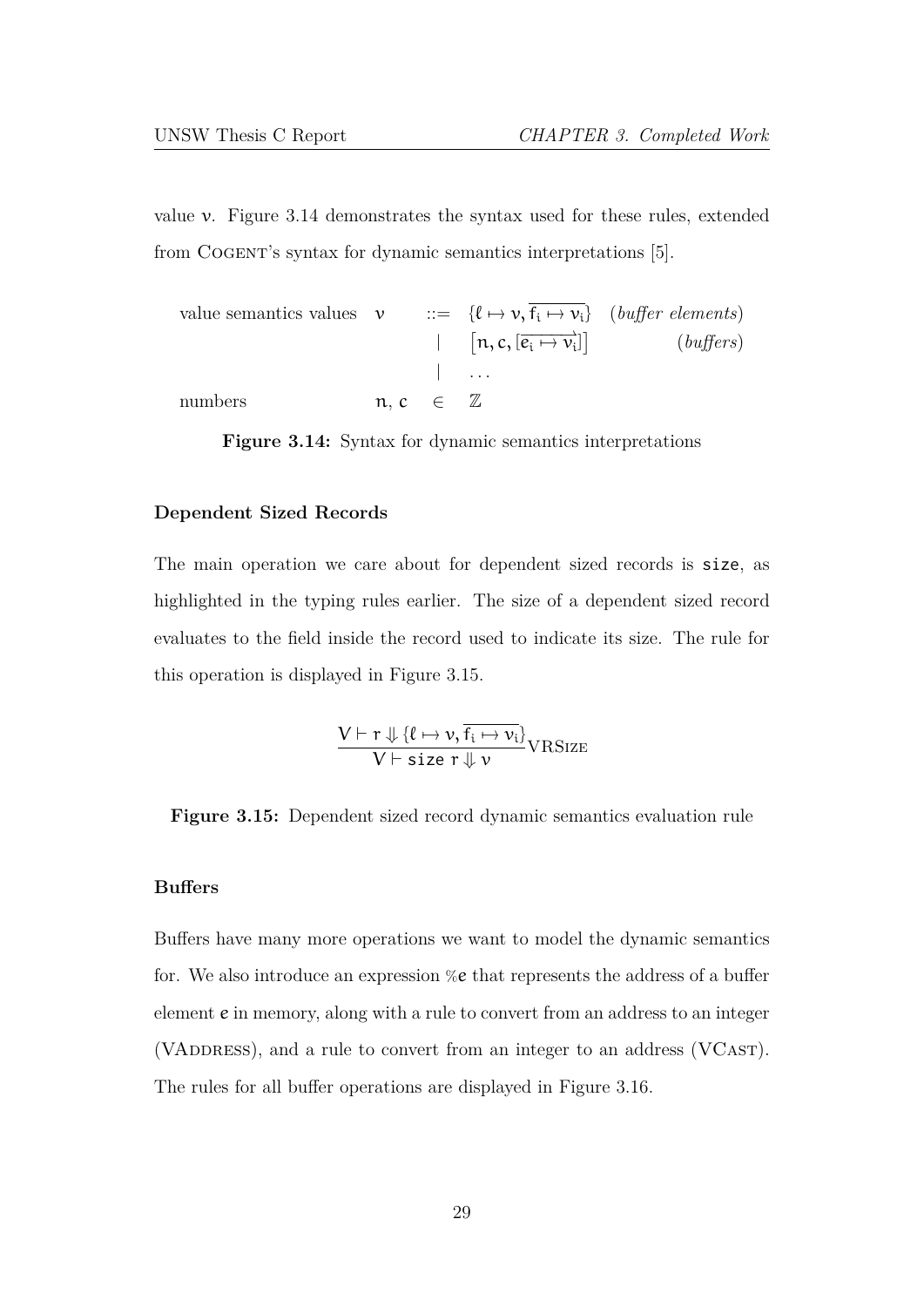value $v$. Figure 3.14 demonstrates the syntax used for these rules, extended from Cogent's syntax for dynamic semantics interpretations [5].

$$
\begin{array}{llcll}
\text{value semantics values} & v & ::= & \{\ell \mapsto v, \overline{f_i \mapsto v_i}\} & (\textit{buffer elements}) \\
 & & | & [n, c, [\overline{e_i \mapsto v_i}]] & (\textit{buffers}) \\
 & & | & \ldots & \\
\text{numbers} & n, c & \in & \mathbb{Z} &
\end{array}
$$

**Figure 3.14:** Syntax for dynamic semantics interpretations

### Dependent Sized Records

The main operation we care about for dependent sized records is `size`, as highlighted in the typing rules earlier. The size of a dependent sized record evaluates to the field inside the record used to indicate its size. The rule for this operation is displayed in Figure 3.15.

$$
\frac{V \vdash r \Downarrow \{\ell \mapsto v, \overline{f_i \mapsto v_i}\}}{V \vdash \mathsf{size}\ r \Downarrow v}\text{VRSize}
$$

**Figure 3.15:** Dependent sized record dynamic semantics evaluation rule

### Buffers

Buffers have many more operations we want to model the dynamic semantics for. We also introduce an expression $\%e$ that represents the address of a buffer element $e$ in memory, along with a rule to convert from an address to an integer (VAddress), and a rule to convert from an integer to an address (VCast). The rules for all buffer operations are displayed in Figure 3.16.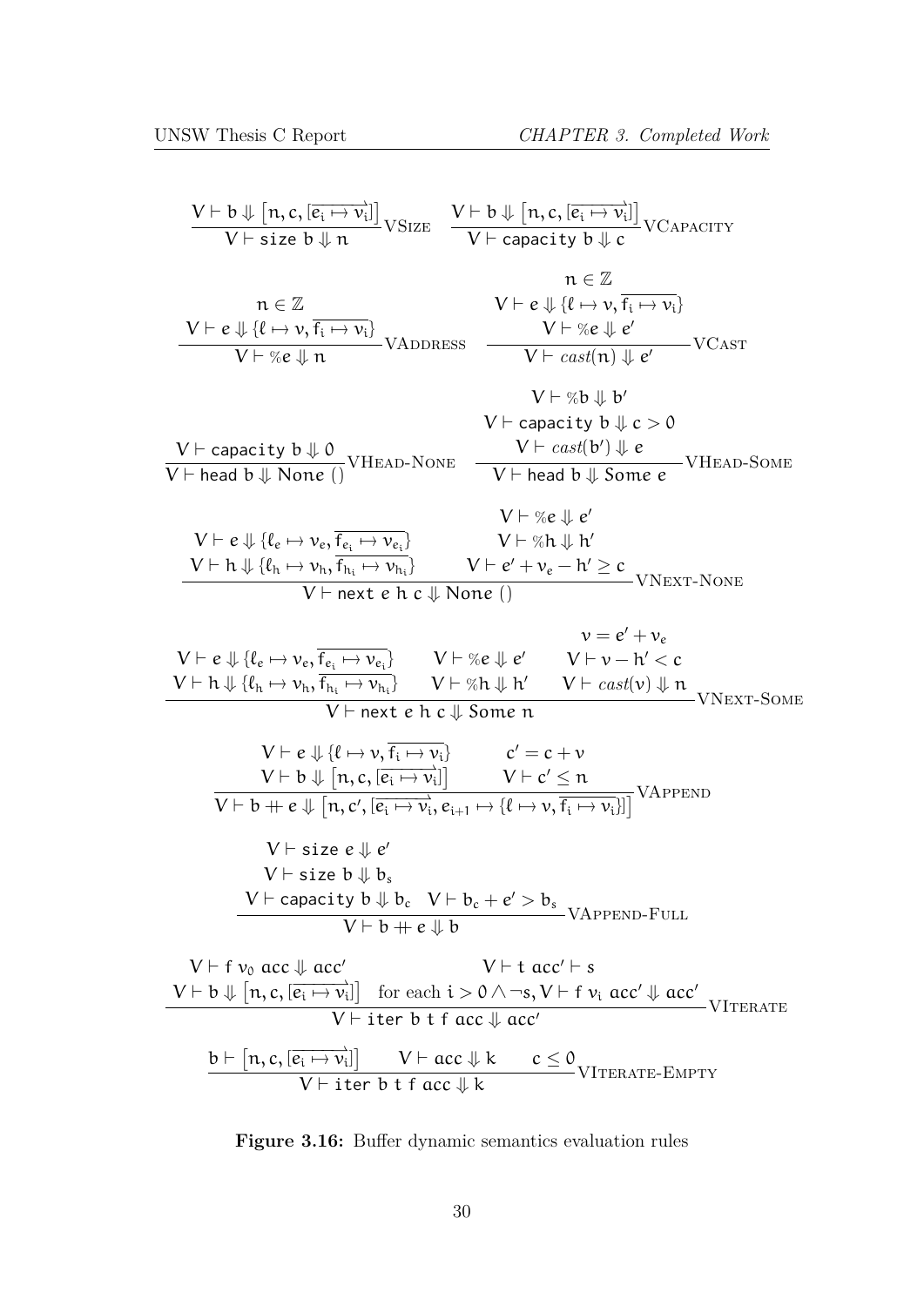$$\frac{V \vdash b \Downarrow \left[n, c, [\overrightarrow{e_i \mapsto v_i}]\right]}{V \vdash \mathsf{size}\ b \Downarrow n}\textsc{VSize} \qquad \frac{V \vdash b \Downarrow \left[n, c, [\overrightarrow{e_i \mapsto v_i}]\right]}{V \vdash \mathsf{capacity}\ b \Downarrow c}\textsc{VCapacity}$$

$$\frac{\begin{array}{c} n \in \mathbb{Z} \\ V \vdash e \Downarrow \{\ell \mapsto v, \overline{f_i \mapsto v_i}\} \end{array}}{V \vdash \%e \Downarrow n}\textsc{VAddress} \qquad \frac{\begin{array}{c} n \in \mathbb{Z} \\ V \vdash e \Downarrow \{\ell \mapsto v, \overline{f_i \mapsto v_i}\} \\ V \vdash \%e \Downarrow e' \end{array}}{V \vdash \mathit{cast}(n) \Downarrow e'}\textsc{VCast}$$

$$\frac{V \vdash \mathsf{capacity}\ b \Downarrow 0}{V \vdash \mathsf{head}\ b \Downarrow \mathit{None}\ ()}\textsc{VHead-None} \qquad \frac{\begin{array}{c} V \vdash \%b \Downarrow b' \\ V \vdash \mathsf{capacity}\ b \Downarrow c > 0 \\ V \vdash \mathit{cast}(b') \Downarrow e \end{array}}{V \vdash \mathsf{head}\ b \Downarrow \mathit{Some}\ e}\textsc{VHead-Some}$$

$$\frac{\begin{array}{cc} V \vdash e \Downarrow \{\ell_e \mapsto v_e, \overline{f_{e_i} \mapsto v_{e_i}}\} & \begin{array}{c} V \vdash \%e \Downarrow e' \\ V \vdash \%h \Downarrow h' \end{array} \\ V \vdash h \Downarrow \{\ell_h \mapsto v_h, \overline{f_{h_i} \mapsto v_{h_i}}\} & V \vdash e' + v_e - h' \geq c \end{array}}{V \vdash \mathsf{next}\ e\ h\ c \Downarrow \mathit{None}\ ()}\textsc{VNext-None}$$

$$\frac{\begin{array}{ccc} & & v = e' + v_e \\ V \vdash e \Downarrow \{\ell_e \mapsto v_e, \overline{f_{e_i} \mapsto v_{e_i}}\} & V \vdash \%e \Downarrow e' & V \vdash v - h' < c \\ V \vdash h \Downarrow \{\ell_h \mapsto v_h, \overline{f_{h_i} \mapsto v_{h_i}}\} & V \vdash \%h \Downarrow h' & V \vdash \mathit{cast}(v) \Downarrow n \end{array}}{V \vdash \mathsf{next}\ e\ h\ c \Downarrow \mathit{Some}\ n}\textsc{VNext-Some}$$

$$\frac{\begin{array}{cc} V \vdash e \Downarrow \{\ell \mapsto v, \overline{f_i \mapsto v_i}\} & c' = c + v \\ V \vdash b \Downarrow \left[n, c, [\overrightarrow{e_i \mapsto v_i}]\right] & V \vdash c' \leq n \end{array}}{V \vdash b +\!\!\!+\ e \Downarrow \left[n, c', [\overrightarrow{e_i \mapsto v_i}, e_{i+1} \mapsto \{\ell \mapsto v, \overline{f_i \mapsto v_i}\}]\right]}\textsc{VAppend}$$

$$\frac{\begin{array}{l} V \vdash \mathsf{size}\ e \Downarrow e' \\ V \vdash \mathsf{size}\ b \Downarrow b_s \\ V \vdash \mathsf{capacity}\ b \Downarrow b_c \quad V \vdash b_c + e' > b_s \end{array}}{V \vdash b +\!\!\!+\ e \Downarrow b}\textsc{VAppend-Full}$$

$$\frac{\begin{array}{ll} V \vdash f\ v_0\ acc \Downarrow acc' & V \vdash t\ acc' \vdash s \\ V \vdash b \Downarrow \left[n, c, [\overrightarrow{e_i \mapsto v_i}]\right] & \text{for each } i > 0 \land \neg s, V \vdash f\ v_i\ acc' \Downarrow acc' \end{array}}{V \vdash \mathsf{iter}\ b\ t\ f\ acc \Downarrow acc'}\textsc{VIterate}$$

$$\frac{b \vdash \left[n, c, [\overrightarrow{e_i \mapsto v_i}]\right] \qquad V \vdash acc \Downarrow k \qquad c \leq 0}{V \vdash \mathsf{iter}\ b\ t\ f\ acc \Downarrow k}\textsc{VIterate-Empty}$$

**Figure 3.16:** Buffer dynamic semantics evaluation rules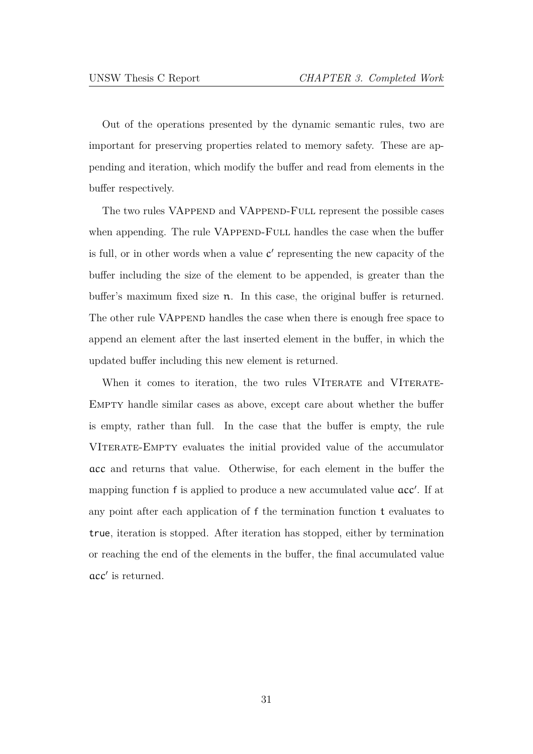Out of the operations presented by the dynamic semantic rules, two are important for preserving properties related to memory safety. These are appending and iteration, which modify the buffer and read from elements in the buffer respectively.

The two rules VAppend and VAppend-Full represent the possible cases when appending. The rule VAppend-Full handles the case when the buffer is full, or in other words when a value $c'$ representing the new capacity of the buffer including the size of the element to be appended, is greater than the buffer's maximum fixed size $n$. In this case, the original buffer is returned. The other rule VAppend handles the case when there is enough free space to append an element after the last inserted element in the buffer, in which the updated buffer including this new element is returned.

When it comes to iteration, the two rules VIterate and VIterate-Empty handle similar cases as above, except care about whether the buffer is empty, rather than full. In the case that the buffer is empty, the rule VIterate-Empty evaluates the initial provided value of the accumulator $acc$ and returns that value. Otherwise, for each element in the buffer the mapping function $f$ is applied to produce a new accumulated value $acc'$. If at any point after each application of $f$ the termination function $t$ evaluates to `true`, iteration is stopped. After iteration has stopped, either by termination or reaching the end of the elements in the buffer, the final accumulated value $acc'$ is returned.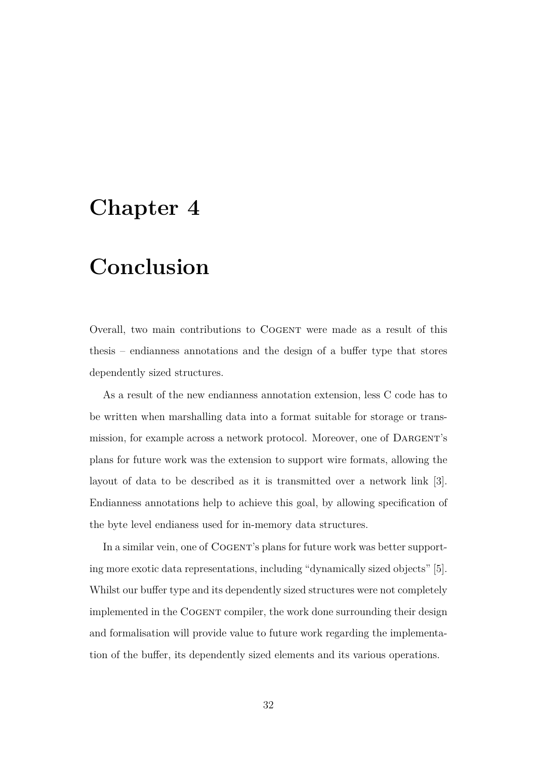# Chapter 4

# Conclusion

Overall, two main contributions to Cogent were made as a result of this thesis – endianness annotations and the design of a buffer type that stores dependently sized structures.

As a result of the new endianness annotation extension, less C code has to be written when marshalling data into a format suitable for storage or transmission, for example across a network protocol. Moreover, one of Dargent's plans for future work was the extension to support wire formats, allowing the layout of data to be described as it is transmitted over a network link [3]. Endianness annotations help to achieve this goal, by allowing specification of the byte level endianess used for in-memory data structures.

In a similar vein, one of Cogent's plans for future work was better supporting more exotic data representations, including "dynamically sized objects" [5]. Whilst our buffer type and its dependently sized structures were not completely implemented in the Cogent compiler, the work done surrounding their design and formalisation will provide value to future work regarding the implementation of the buffer, its dependently sized elements and its various operations.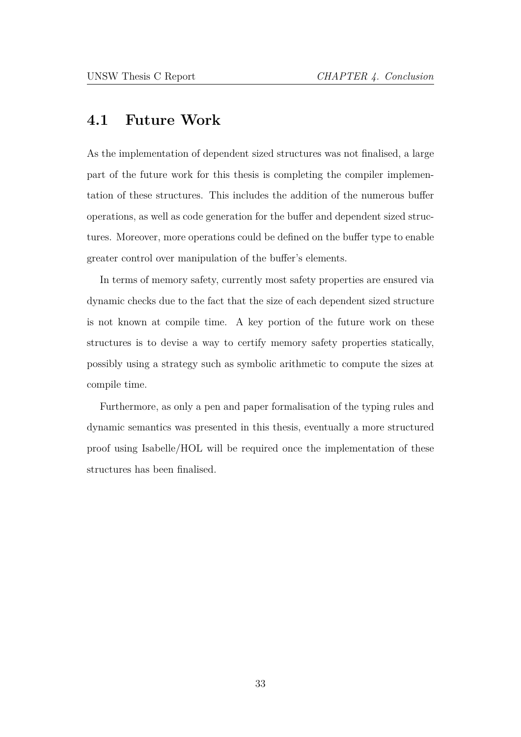## 4.1 Future Work

As the implementation of dependent sized structures was not finalised, a large part of the future work for this thesis is completing the compiler implementation of these structures. This includes the addition of the numerous buffer operations, as well as code generation for the buffer and dependent sized structures. Moreover, more operations could be defined on the buffer type to enable greater control over manipulation of the buffer's elements.

In terms of memory safety, currently most safety properties are ensured via dynamic checks due to the fact that the size of each dependent sized structure is not known at compile time. A key portion of the future work on these structures is to devise a way to certify memory safety properties statically, possibly using a strategy such as symbolic arithmetic to compute the sizes at compile time.

Furthermore, as only a pen and paper formalisation of the typing rules and dynamic semantics was presented in this thesis, eventually a more structured proof using Isabelle/HOL will be required once the implementation of these structures has been finalised.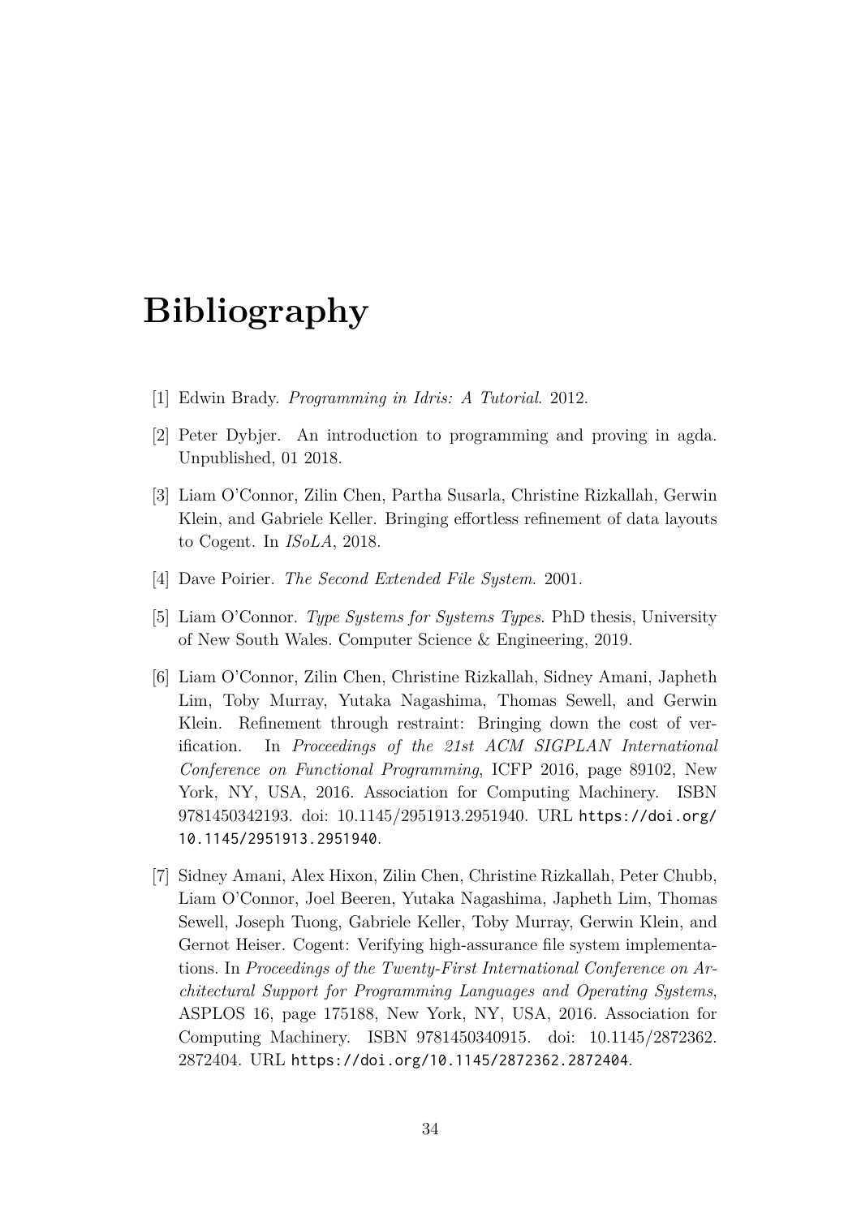# Bibliography

[1] Edwin Brady. *Programming in Idris: A Tutorial*. 2012.

[2] Peter Dybjer. An introduction to programming and proving in agda. Unpublished, 01 2018.

[3] Liam O'Connor, Zilin Chen, Partha Susarla, Christine Rizkallah, Gerwin Klein, and Gabriele Keller. Bringing effortless refinement of data layouts to Cogent. In *ISoLA*, 2018.

[4] Dave Poirier. *The Second Extended File System*. 2001.

[5] Liam O'Connor. *Type Systems for Systems Types*. PhD thesis, University of New South Wales. Computer Science & Engineering, 2019.

[6] Liam O'Connor, Zilin Chen, Christine Rizkallah, Sidney Amani, Japheth Lim, Toby Murray, Yutaka Nagashima, Thomas Sewell, and Gerwin Klein. Refinement through restraint: Bringing down the cost of verification. In *Proceedings of the 21st ACM SIGPLAN International Conference on Functional Programming*, ICFP 2016, page 89102, New York, NY, USA, 2016. Association for Computing Machinery. ISBN 9781450342193. doi: 10.1145/2951913.2951940. URL `https://doi.org/10.1145/2951913.2951940`.

[7] Sidney Amani, Alex Hixon, Zilin Chen, Christine Rizkallah, Peter Chubb, Liam O'Connor, Joel Beeren, Yutaka Nagashima, Japheth Lim, Thomas Sewell, Joseph Tuong, Gabriele Keller, Toby Murray, Gerwin Klein, and Gernot Heiser. Cogent: Verifying high-assurance file system implementations. In *Proceedings of the Twenty-First International Conference on Architectural Support for Programming Languages and Operating Systems*, ASPLOS 16, page 175188, New York, NY, USA, 2016. Association for Computing Machinery. ISBN 9781450340915. doi: 10.1145/2872362.2872404. URL `https://doi.org/10.1145/2872362.2872404`.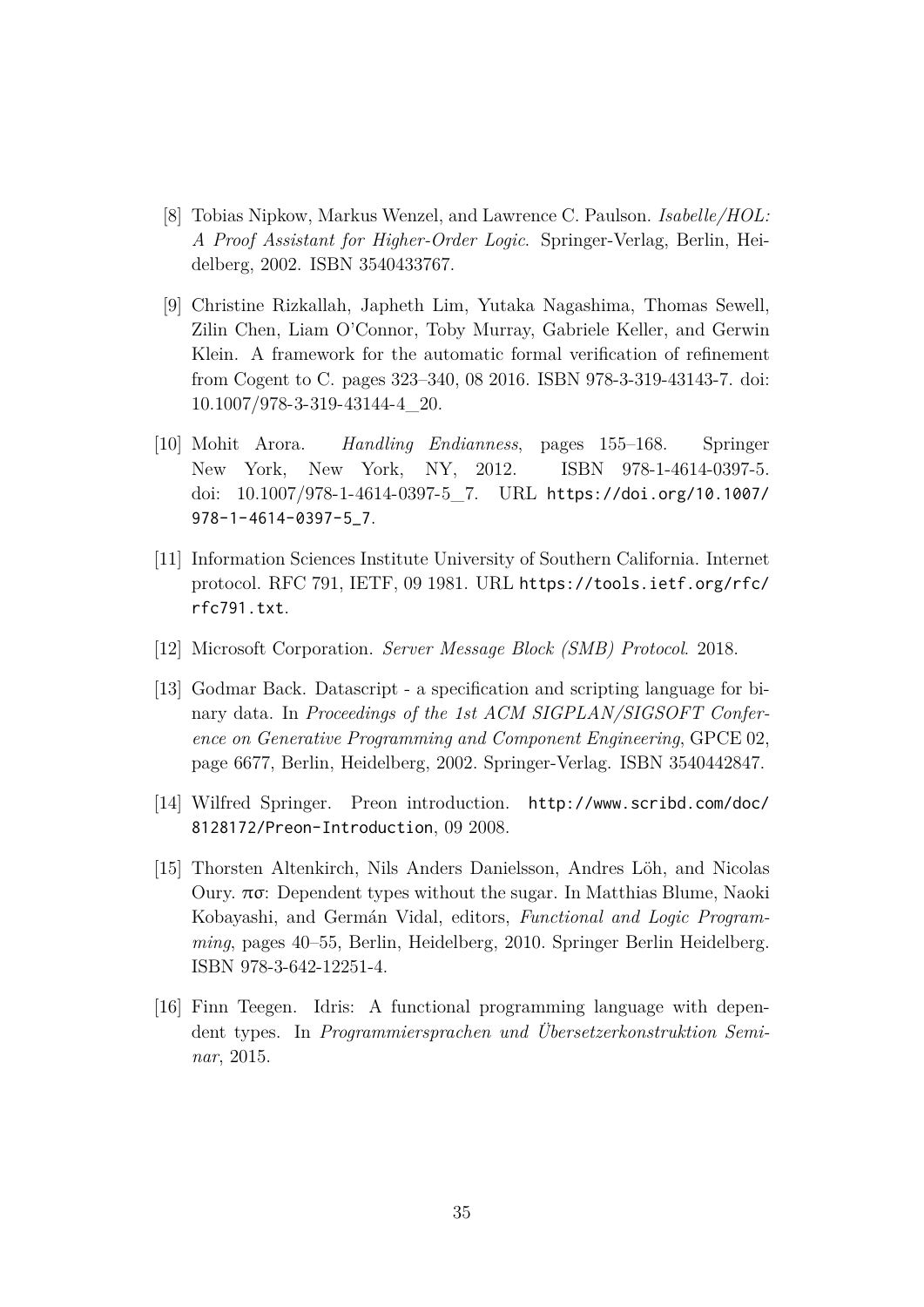[8] Tobias Nipkow, Markus Wenzel, and Lawrence C. Paulson. *Isabelle/HOL: A Proof Assistant for Higher-Order Logic*. Springer-Verlag, Berlin, Heidelberg, 2002. ISBN 3540433767.

[9] Christine Rizkallah, Japheth Lim, Yutaka Nagashima, Thomas Sewell, Zilin Chen, Liam O'Connor, Toby Murray, Gabriele Keller, and Gerwin Klein. A framework for the automatic formal verification of refinement from Cogent to C. pages 323–340, 08 2016. ISBN 978-3-319-43143-7. doi: 10.1007/978-3-319-43144-4_20.

[10] Mohit Arora. *Handling Endianness*, pages 155–168. Springer New York, New York, NY, 2012. ISBN 978-1-4614-0397-5. doi: 10.1007/978-1-4614-0397-5_7. URL https://doi.org/10.1007/978-1-4614-0397-5_7.

[11] Information Sciences Institute University of Southern California. Internet protocol. RFC 791, IETF, 09 1981. URL https://tools.ietf.org/rfc/rfc791.txt.

[12] Microsoft Corporation. *Server Message Block (SMB) Protocol*. 2018.

[13] Godmar Back. Datascript - a specification and scripting language for binary data. In *Proceedings of the 1st ACM SIGPLAN/SIGSOFT Conference on Generative Programming and Component Engineering*, GPCE 02, page 6677, Berlin, Heidelberg, 2002. Springer-Verlag. ISBN 3540442847.

[14] Wilfred Springer. Preon introduction. http://www.scribd.com/doc/8128172/Preon-Introduction, 09 2008.

[15] Thorsten Altenkirch, Nils Anders Danielsson, Andres Löh, and Nicolas Oury. πσ: Dependent types without the sugar. In Matthias Blume, Naoki Kobayashi, and Germán Vidal, editors, *Functional and Logic Programming*, pages 40–55, Berlin, Heidelberg, 2010. Springer Berlin Heidelberg. ISBN 978-3-642-12251-4.

[16] Finn Teegen. Idris: A functional programming language with dependent types. In *Programmiersprachen und Übersetzerkonstruktion Seminar*, 2015.